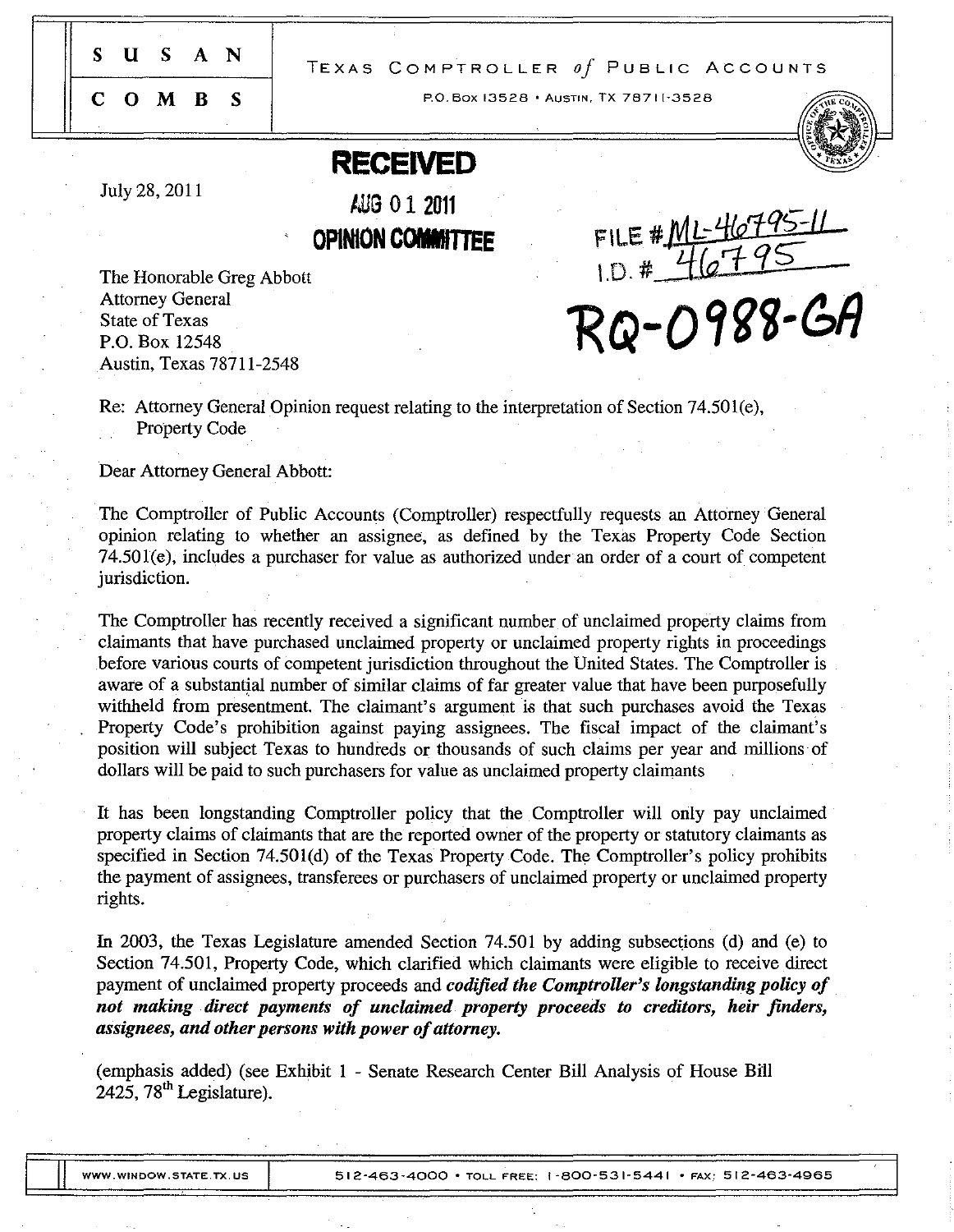SUSAN COMBS

TEXAS COMPTROLLER *of* PUBLIC ACCOUNTS

P.O. Box 13528 • Austin, TX 78711-3528

**RECEIVED**

**AUG 01 2011**

**OPINION COMMITTEE**

FILE # ML-46795-11
I.D. # 46795

**RQ-0988-GA**

July 28, 2011

The Honorable Greg Abbott
Attorney General
State of Texas
P.O. Box 12548
Austin, Texas 78711-2548

Re: Attorney General Opinion request relating to the interpretation of Section 74.501(e), Property Code

Dear Attorney General Abbott:

The Comptroller of Public Accounts (Comptroller) respectfully requests an Attorney General opinion relating to whether an assignee, as defined by the Texas Property Code Section 74.501(e), includes a purchaser for value as authorized under an order of a court of competent jurisdiction.

The Comptroller has recently received a significant number of unclaimed property claims from claimants that have purchased unclaimed property or unclaimed property rights in proceedings before various courts of competent jurisdiction throughout the United States. The Comptroller is aware of a substantial number of similar claims of far greater value that have been purposefully withheld from presentment. The claimant's argument is that such purchases avoid the Texas Property Code's prohibition against paying assignees. The fiscal impact of the claimant's position will subject Texas to hundreds or thousands of such claims per year and millions of dollars will be paid to such purchasers for value as unclaimed property claimants

It has been longstanding Comptroller policy that the Comptroller will only pay unclaimed property claims of claimants that are the reported owner of the property or statutory claimants as specified in Section 74.501(d) of the Texas Property Code. The Comptroller's policy prohibits the payment of assignees, transferees or purchasers of unclaimed property or unclaimed property rights.

In 2003, the Texas Legislature amended Section 74.501 by adding subsections (d) and (e) to Section 74.501, Property Code, which clarified which claimants were eligible to receive direct payment of unclaimed property proceeds and ***codified the Comptroller's longstanding policy of not making direct payments of unclaimed property proceeds to creditors, heir finders, assignees, and other persons with power of attorney.***

(emphasis added) (see Exhibit 1 - Senate Research Center Bill Analysis of House Bill 2425, 78th Legislature).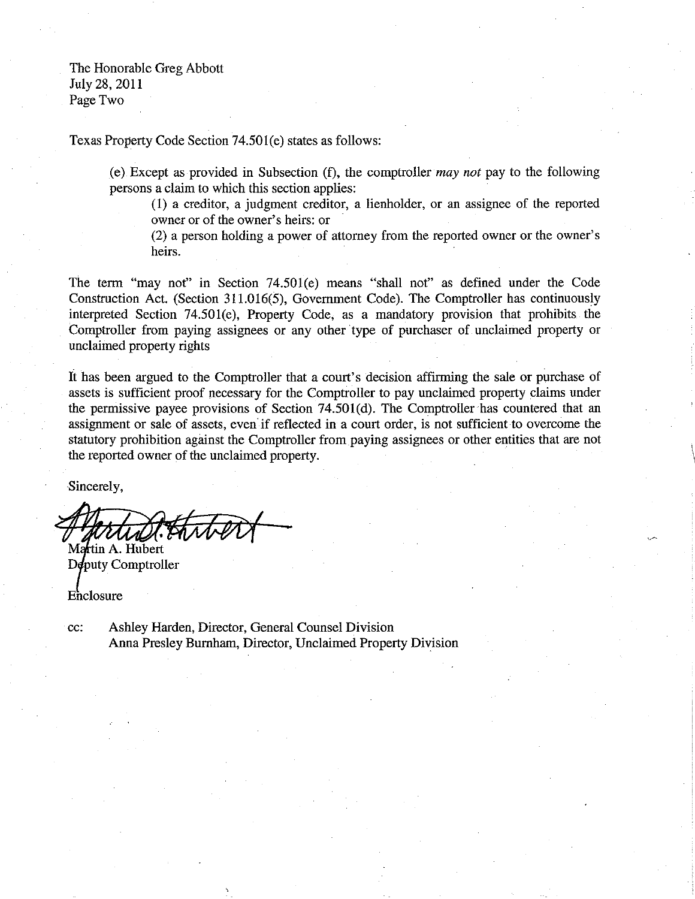The Honorable Greg Abbott
July 28, 2011
Page Two

Texas Property Code Section 74.501(e) states as follows:

> (e) Except as provided in Subsection (f), the comptroller *may not* pay to the following persons a claim to which this section applies:
>
> > (1) a creditor, a judgment creditor, a lienholder, or an assignee of the reported owner or of the owner's heirs: or
> >
> > (2) a person holding a power of attorney from the reported owner or the owner's heirs.

The term "may not" in Section 74.501(e) means "shall not" as defined under the Code Construction Act. (Section 311.016(5), Government Code). The Comptroller has continuously interpreted Section 74.501(e), Property Code, as a mandatory provision that prohibits the Comptroller from paying assignees or any other type of purchaser of unclaimed property or unclaimed property rights

It has been argued to the Comptroller that a court's decision affirming the sale or purchase of assets is sufficient proof necessary for the Comptroller to pay unclaimed property claims under the permissive payee provisions of Section 74.501(d). The Comptroller has countered that an assignment or sale of assets, even if reflected in a court order, is not sufficient to overcome the statutory prohibition against the Comptroller from paying assignees or other entities that are not the reported owner of the unclaimed property.

Sincerely,

Martin A. Hubert
Deputy Comptroller

Enclosure

cc: Ashley Harden, Director, General Counsel Division
Anna Presley Burnham, Director, Unclaimed Property Division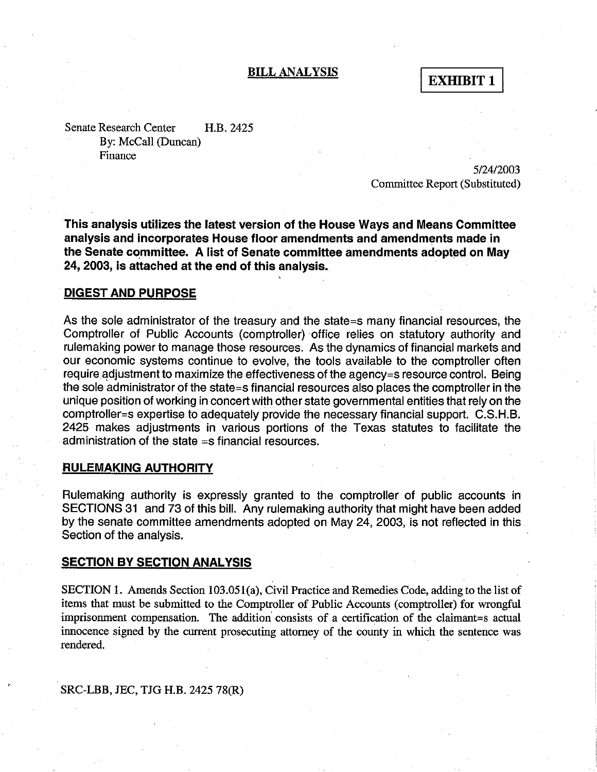## BILL ANALYSIS

**EXHIBIT 1**

Senate Research Center H.B. 2425
By: McCall (Duncan)
Finance

5/24/2003
Committee Report (Substituted)

**This analysis utilizes the latest version of the House Ways and Means Committee analysis and incorporates House floor amendments and amendments made in the Senate committee. A list of Senate committee amendments adopted on May 24, 2003, is attached at the end of this analysis.**

### DIGEST AND PURPOSE

As the sole administrator of the treasury and the state=s many financial resources, the Comptroller of Public Accounts (comptroller) office relies on statutory authority and rulemaking power to manage those resources. As the dynamics of financial markets and our economic systems continue to evolve, the tools available to the comptroller often require adjustment to maximize the effectiveness of the agency=s resource control. Being the sole administrator of the state=s financial resources also places the comptroller in the unique position of working in concert with other state governmental entities that rely on the comptroller=s expertise to adequately provide the necessary financial support. C.S.H.B. 2425 makes adjustments in various portions of the Texas statutes to facilitate the administration of the state =s financial resources.

### RULEMAKING AUTHORITY

Rulemaking authority is expressly granted to the comptroller of public accounts in SECTIONS 31 and 73 of this bill. Any rulemaking authority that might have been added by the senate committee amendments adopted on May 24, 2003, is not reflected in this Section of the analysis.

### SECTION BY SECTION ANALYSIS

SECTION 1. Amends Section 103.051(a), Civil Practice and Remedies Code, adding to the list of items that must be submitted to the Comptroller of Public Accounts (comptroller) for wrongful imprisonment compensation. The addition consists of a certification of the claimant=s actual innocence signed by the current prosecuting attorney of the county in which the sentence was rendered.

SRC-LBB, JEC, TJG H.B. 2425 78(R)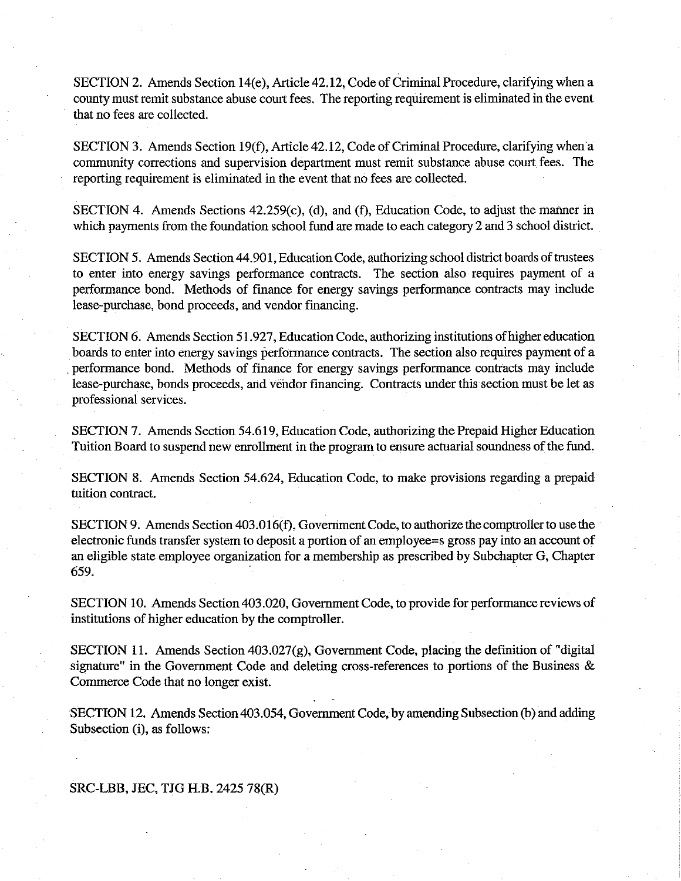SECTION 2. Amends Section 14(e), Article 42.12, Code of Criminal Procedure, clarifying when a county must remit substance abuse court fees. The reporting requirement is eliminated in the event that no fees are collected.

SECTION 3. Amends Section 19(f), Article 42.12, Code of Criminal Procedure, clarifying when a community corrections and supervision department must remit substance abuse court fees. The reporting requirement is eliminated in the event that no fees are collected.

SECTION 4. Amends Sections 42.259(c), (d), and (f), Education Code, to adjust the manner in which payments from the foundation school fund are made to each category 2 and 3 school district.

SECTION 5. Amends Section 44.901, Education Code, authorizing school district boards of trustees to enter into energy savings performance contracts. The section also requires payment of a performance bond. Methods of finance for energy savings performance contracts may include lease-purchase, bond proceeds, and vendor financing.

SECTION 6. Amends Section 51.927, Education Code, authorizing institutions of higher education boards to enter into energy savings performance contracts. The section also requires payment of a performance bond. Methods of finance for energy savings performance contracts may include lease-purchase, bonds proceeds, and vendor financing. Contracts under this section must be let as professional services.

SECTION 7. Amends Section 54.619, Education Code, authorizing the Prepaid Higher Education Tuition Board to suspend new enrollment in the program to ensure actuarial soundness of the fund.

SECTION 8. Amends Section 54.624, Education Code, to make provisions regarding a prepaid tuition contract.

SECTION 9. Amends Section 403.016(f), Government Code, to authorize the comptroller to use the electronic funds transfer system to deposit a portion of an employee=s gross pay into an account of an eligible state employee organization for a membership as prescribed by Subchapter G, Chapter 659.

SECTION 10. Amends Section 403.020, Government Code, to provide for performance reviews of institutions of higher education by the comptroller.

SECTION 11. Amends Section 403.027(g), Government Code, placing the definition of "digital signature" in the Government Code and deleting cross-references to portions of the Business & Commerce Code that no longer exist.

SECTION 12. Amends Section 403.054, Government Code, by amending Subsection (b) and adding Subsection (i), as follows:

SRC-LBB, JEC, TJG H.B. 2425 78(R)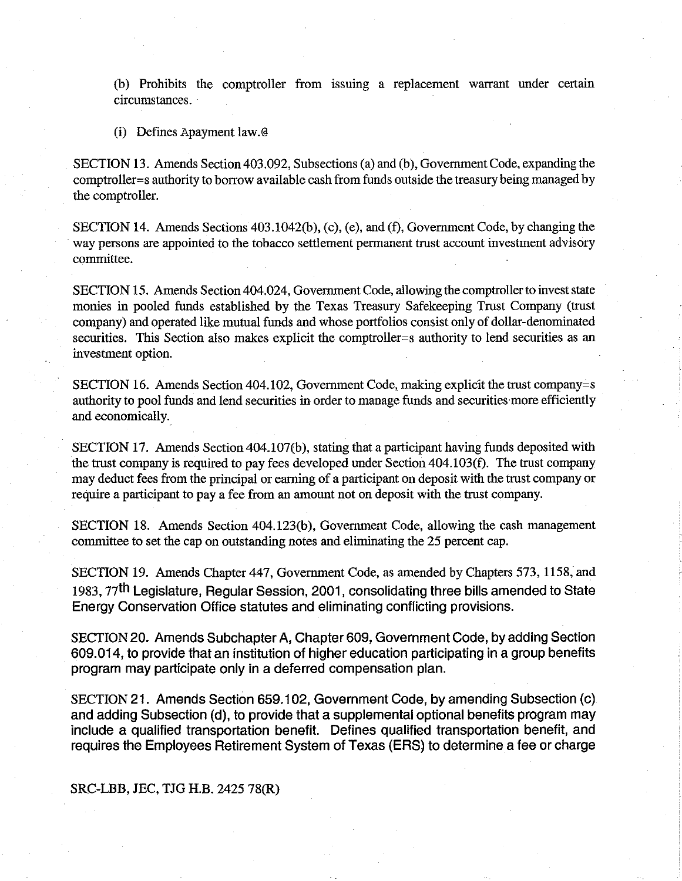(b) Prohibits the comptroller from issuing a replacement warrant under certain circumstances.

(i) Defines Apayment law.@

SECTION 13. Amends Section 403.092, Subsections (a) and (b), Government Code, expanding the comptroller=s authority to borrow available cash from funds outside the treasury being managed by the comptroller.

SECTION 14. Amends Sections 403.1042(b), (c), (e), and (f), Government Code, by changing the way persons are appointed to the tobacco settlement permanent trust account investment advisory committee.

SECTION 15. Amends Section 404.024, Government Code, allowing the comptroller to invest state monies in pooled funds established by the Texas Treasury Safekeeping Trust Company (trust company) and operated like mutual funds and whose portfolios consist only of dollar-denominated securities. This Section also makes explicit the comptroller=s authority to lend securities as an investment option.

SECTION 16. Amends Section 404.102, Government Code, making explicit the trust company=s authority to pool funds and lend securities in order to manage funds and securities more efficiently and economically.

SECTION 17. Amends Section 404.107(b), stating that a participant having funds deposited with the trust company is required to pay fees developed under Section 404.103(f). The trust company may deduct fees from the principal or earning of a participant on deposit with the trust company or require a participant to pay a fee from an amount not on deposit with the trust company.

SECTION 18. Amends Section 404.123(b), Government Code, allowing the cash management committee to set the cap on outstanding notes and eliminating the 25 percent cap.

SECTION 19. Amends Chapter 447, Government Code, as amended by Chapters 573, 1158, and 1983, 77th Legislature, Regular Session, 2001, consolidating three bills amended to State Energy Conservation Office statutes and eliminating conflicting provisions.

SECTION 20. Amends Subchapter A, Chapter 609, Government Code, by adding Section 609.014, to provide that an institution of higher education participating in a group benefits program may participate only in a deferred compensation plan.

SECTION 21. Amends Section 659.102, Government Code, by amending Subsection (c) and adding Subsection (d), to provide that a supplemental optional benefits program may include a qualified transportation benefit. Defines qualified transportation benefit, and requires the Employees Retirement System of Texas (ERS) to determine a fee or charge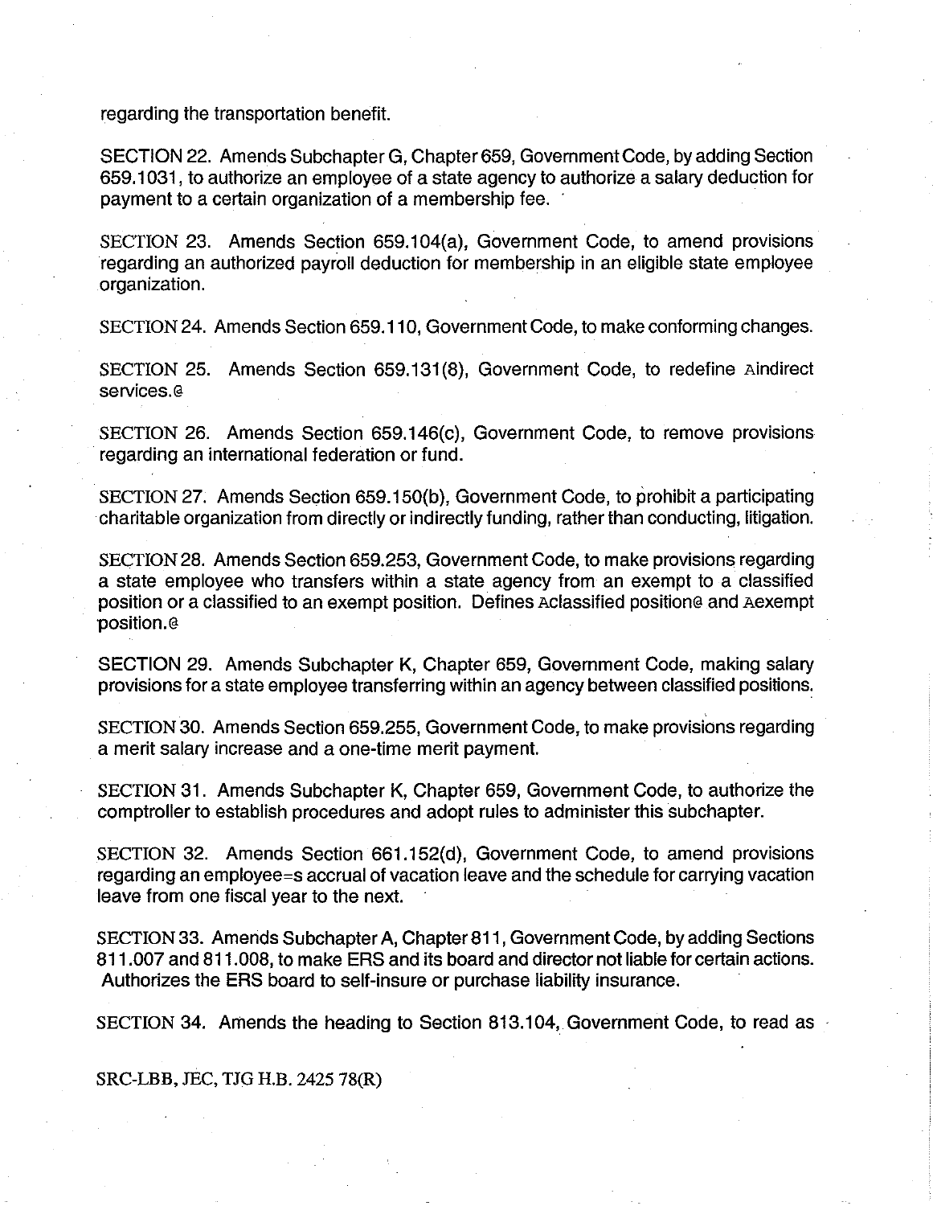regarding the transportation benefit.

SECTION 22. Amends Subchapter G, Chapter 659, Government Code, by adding Section 659.1031, to authorize an employee of a state agency to authorize a salary deduction for payment to a certain organization of a membership fee.

SECTION 23. Amends Section 659.104(a), Government Code, to amend provisions regarding an authorized payroll deduction for membership in an eligible state employee organization.

SECTION 24. Amends Section 659.110, Government Code, to make conforming changes.

SECTION 25. Amends Section 659.131(8), Government Code, to redefine Aindirect services.@

SECTION 26. Amends Section 659.146(c), Government Code, to remove provisions regarding an international federation or fund.

SECTION 27. Amends Section 659.150(b), Government Code, to prohibit a participating charitable organization from directly or indirectly funding, rather than conducting, litigation.

SECTION 28. Amends Section 659.253, Government Code, to make provisions regarding a state employee who transfers within a state agency from an exempt to a classified position or a classified to an exempt position. Defines Aclassified position@ and Aexempt position.@

SECTION 29. Amends Subchapter K, Chapter 659, Government Code, making salary provisions for a state employee transferring within an agency between classified positions.

SECTION 30. Amends Section 659.255, Government Code, to make provisions regarding a merit salary increase and a one-time merit payment.

SECTION 31. Amends Subchapter K, Chapter 659, Government Code, to authorize the comptroller to establish procedures and adopt rules to administer this subchapter.

SECTION 32. Amends Section 661.152(d), Government Code, to amend provisions regarding an employee=s accrual of vacation leave and the schedule for carrying vacation leave from one fiscal year to the next.

SECTION 33. Amends Subchapter A, Chapter 811, Government Code, by adding Sections 811.007 and 811.008, to make ERS and its board and director not liable for certain actions. Authorizes the ERS board to self-insure or purchase liability insurance.

SECTION 34. Amends the heading to Section 813.104, Government Code, to read as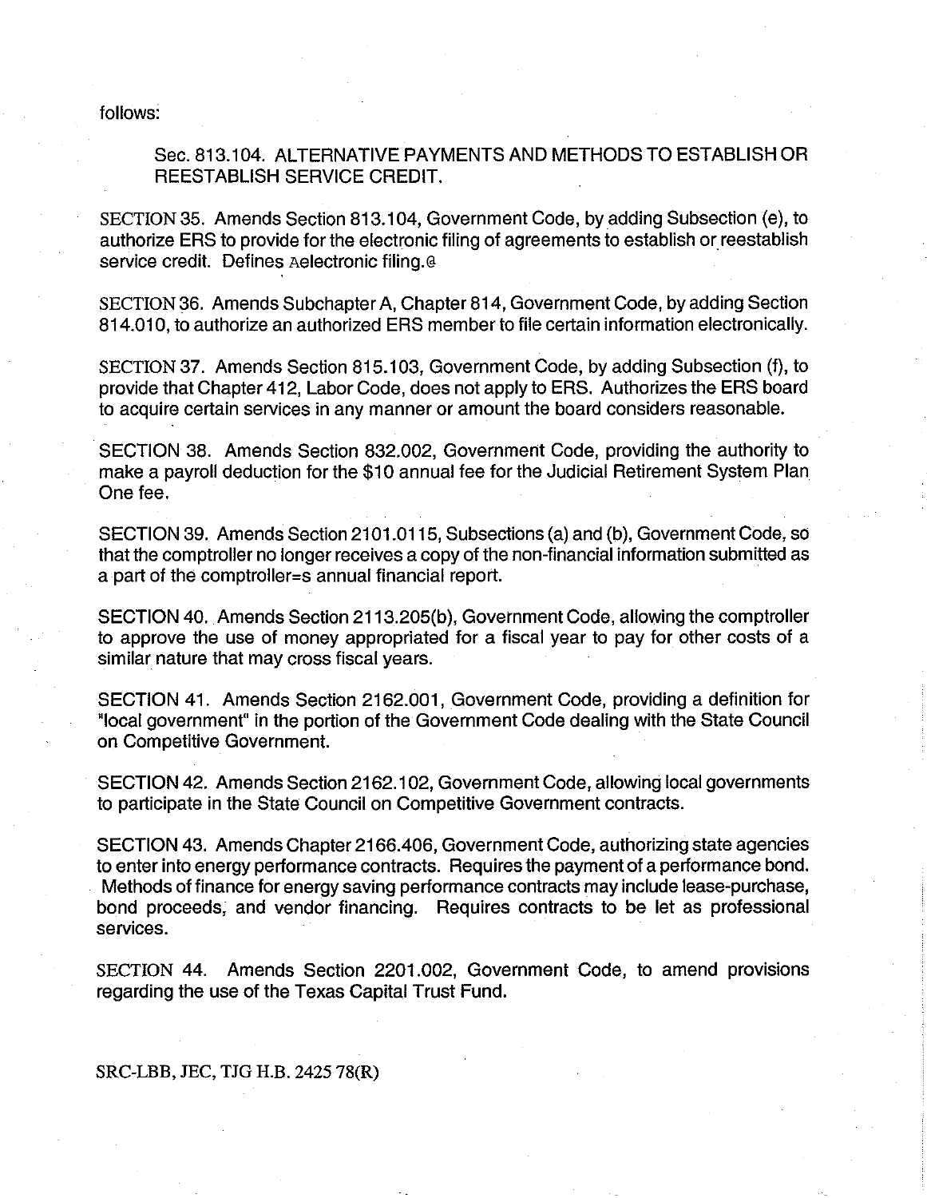follows:

Sec. 813.104. ALTERNATIVE PAYMENTS AND METHODS TO ESTABLISH OR REESTABLISH SERVICE CREDIT.

SECTION 35. Amends Section 813.104, Government Code, by adding Subsection (e), to authorize ERS to provide for the electronic filing of agreements to establish or reestablish service credit. Defines Aelectronic filing.@

SECTION 36. Amends Subchapter A, Chapter 814, Government Code, by adding Section 814.010, to authorize an authorized ERS member to file certain information electronically.

SECTION 37. Amends Section 815.103, Government Code, by adding Subsection (f), to provide that Chapter 412, Labor Code, does not apply to ERS. Authorizes the ERS board to acquire certain services in any manner or amount the board considers reasonable.

SECTION 38. Amends Section 832.002, Government Code, providing the authority to make a payroll deduction for the $10 annual fee for the Judicial Retirement System Plan One fee.

SECTION 39. Amends Section 2101.0115, Subsections (a) and (b), Government Code, so that the comptroller no longer receives a copy of the non-financial information submitted as a part of the comptroller=s annual financial report.

SECTION 40. Amends Section 2113.205(b), Government Code, allowing the comptroller to approve the use of money appropriated for a fiscal year to pay for other costs of a similar nature that may cross fiscal years.

SECTION 41. Amends Section 2162.001, Government Code, providing a definition for "local government" in the portion of the Government Code dealing with the State Council on Competitive Government.

SECTION 42. Amends Section 2162.102, Government Code, allowing local governments to participate in the State Council on Competitive Government contracts.

SECTION 43. Amends Chapter 2166.406, Government Code, authorizing state agencies to enter into energy performance contracts. Requires the payment of a performance bond. Methods of finance for energy saving performance contracts may include lease-purchase, bond proceeds, and vendor financing. Requires contracts to be let as professional services.

SECTION 44. Amends Section 2201.002, Government Code, to amend provisions regarding the use of the Texas Capital Trust Fund.

SRC-LBB, JEC, TJG H.B. 2425 78(R)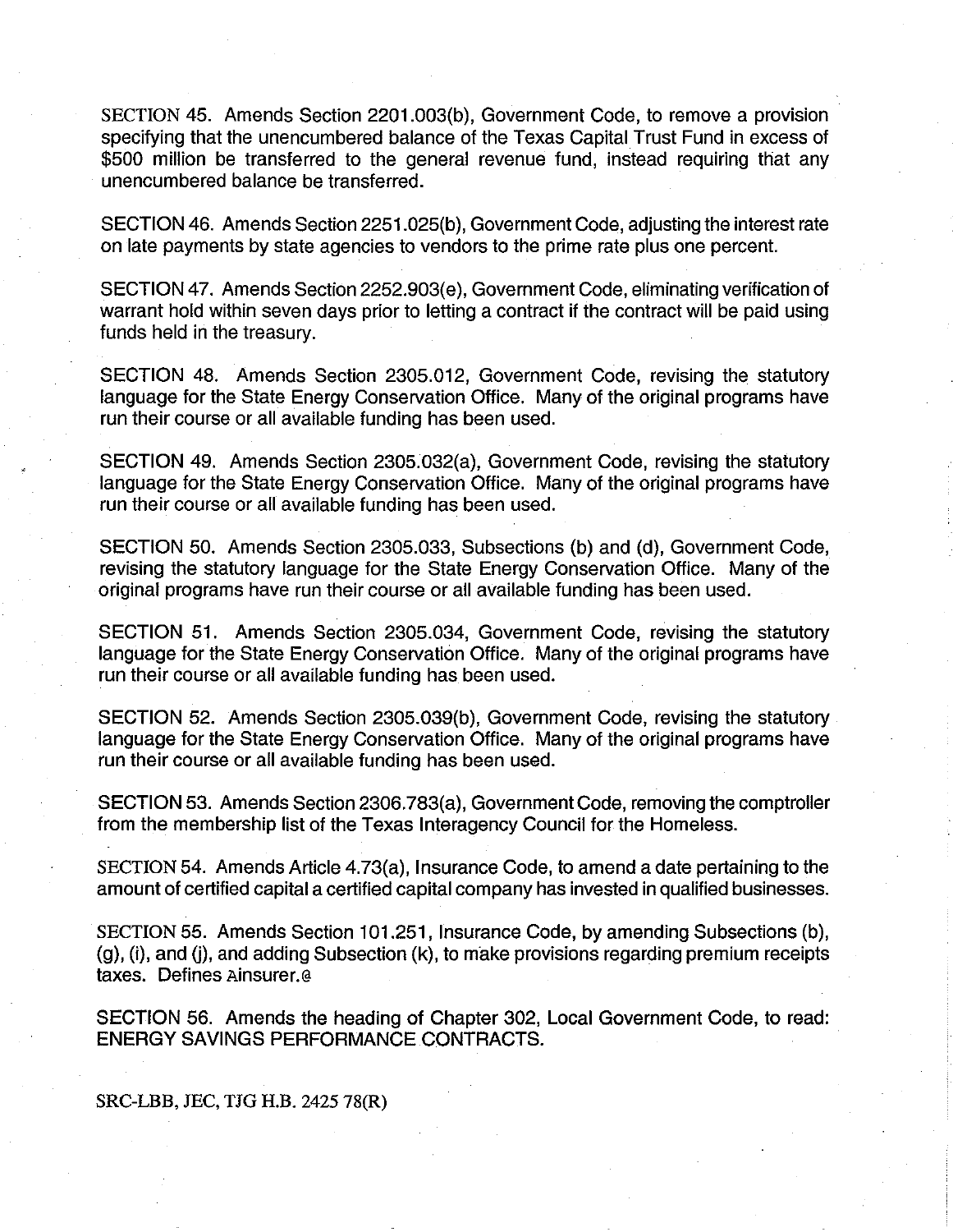SECTION 45. Amends Section 2201.003(b), Government Code, to remove a provision specifying that the unencumbered balance of the Texas Capital Trust Fund in excess of $500 million be transferred to the general revenue fund, instead requiring that any unencumbered balance be transferred.

SECTION 46. Amends Section 2251.025(b), Government Code, adjusting the interest rate on late payments by state agencies to vendors to the prime rate plus one percent.

SECTION 47. Amends Section 2252.903(e), Government Code, eliminating verification of warrant hold within seven days prior to letting a contract if the contract will be paid using funds held in the treasury.

SECTION 48. Amends Section 2305.012, Government Code, revising the statutory language for the State Energy Conservation Office. Many of the original programs have run their course or all available funding has been used.

SECTION 49. Amends Section 2305.032(a), Government Code, revising the statutory language for the State Energy Conservation Office. Many of the original programs have run their course or all available funding has been used.

SECTION 50. Amends Section 2305.033, Subsections (b) and (d), Government Code, revising the statutory language for the State Energy Conservation Office. Many of the original programs have run their course or all available funding has been used.

SECTION 51. Amends Section 2305.034, Government Code, revising the statutory language for the State Energy Conservation Office. Many of the original programs have run their course or all available funding has been used.

SECTION 52. Amends Section 2305.039(b), Government Code, revising the statutory language for the State Energy Conservation Office. Many of the original programs have run their course or all available funding has been used.

SECTION 53. Amends Section 2306.783(a), Government Code, removing the comptroller from the membership list of the Texas Interagency Council for the Homeless.

SECTION 54. Amends Article 4.73(a), Insurance Code, to amend a date pertaining to the amount of certified capital a certified capital company has invested in qualified businesses.

SECTION 55. Amends Section 101.251, Insurance Code, by amending Subsections (b), (g), (i), and (j), and adding Subsection (k), to make provisions regarding premium receipts taxes. Defines Ainsurer.@

SECTION 56. Amends the heading of Chapter 302, Local Government Code, to read: ENERGY SAVINGS PERFORMANCE CONTRACTS.

SRC-LBB, JEC, TJG H.B. 2425 78(R)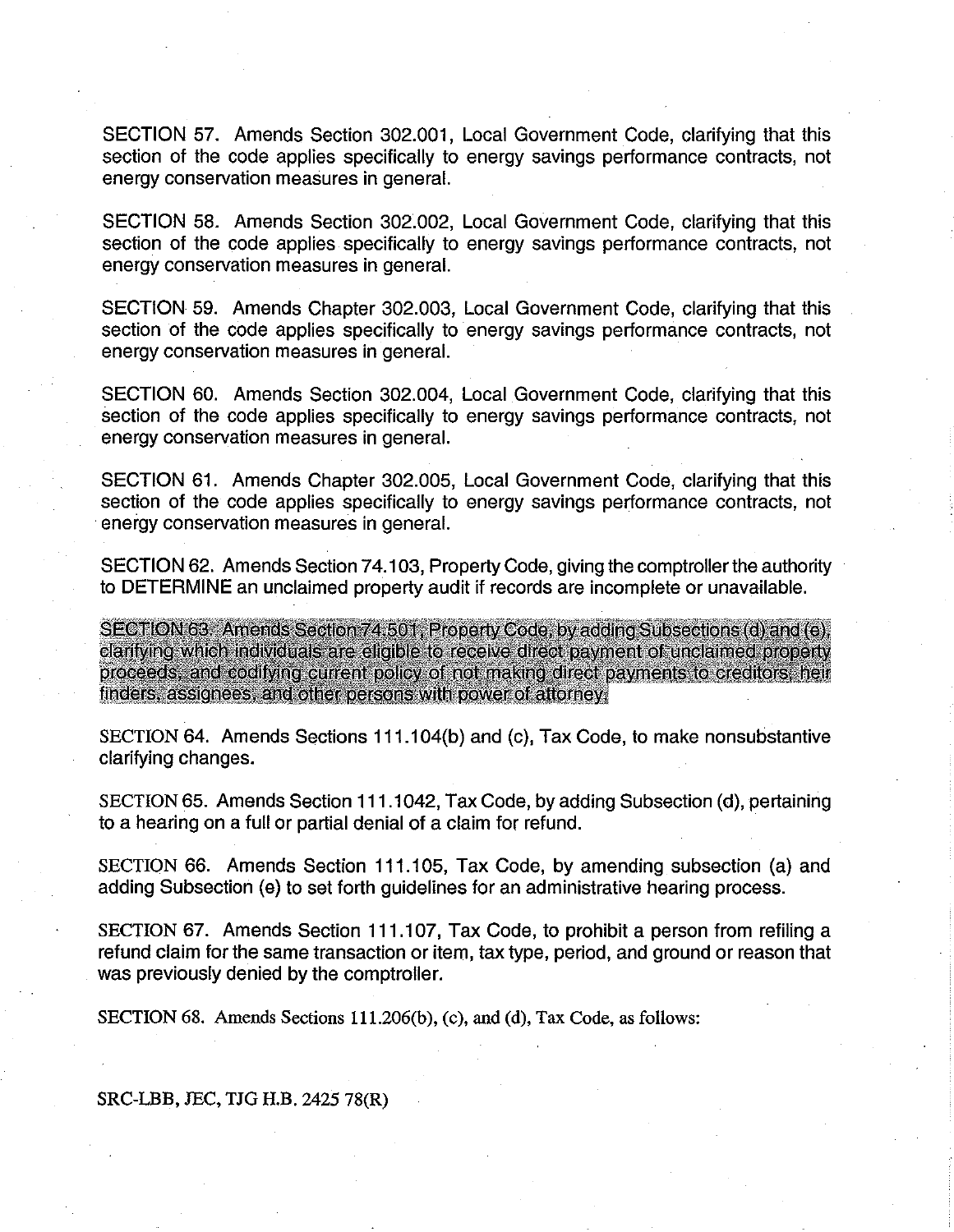SECTION 57. Amends Section 302.001, Local Government Code, clarifying that this section of the code applies specifically to energy savings performance contracts, not energy conservation measures in general.

SECTION 58. Amends Section 302.002, Local Government Code, clarifying that this section of the code applies specifically to energy savings performance contracts, not energy conservation measures in general.

SECTION 59. Amends Chapter 302.003, Local Government Code, clarifying that this section of the code applies specifically to energy savings performance contracts, not energy conservation measures in general.

SECTION 60. Amends Section 302.004, Local Government Code, clarifying that this section of the code applies specifically to energy savings performance contracts, not energy conservation measures in general.

SECTION 61. Amends Chapter 302.005, Local Government Code, clarifying that this section of the code applies specifically to energy savings performance contracts, not energy conservation measures in general.

SECTION 62. Amends Section 74.103, Property Code, giving the comptroller the authority to DETERMINE an unclaimed property audit if records are incomplete or unavailable.

SECTION 63. Amends Section 74.501, Property Code, by adding Subsections (d) and (e), clarifying which individuals are eligible to receive direct payment of unclaimed property proceeds, and codifying current policy of not making direct payments to creditors, heir finders, assignees, and other persons with power of attorney.

SECTION 64. Amends Sections 111.104(b) and (c), Tax Code, to make nonsubstantive clarifying changes.

SECTION 65. Amends Section 111.1042, Tax Code, by adding Subsection (d), pertaining to a hearing on a full or partial denial of a claim for refund.

SECTION 66. Amends Section 111.105, Tax Code, by amending subsection (a) and adding Subsection (e) to set forth guidelines for an administrative hearing process.

SECTION 67. Amends Section 111.107, Tax Code, to prohibit a person from refiling a refund claim for the same transaction or item, tax type, period, and ground or reason that was previously denied by the comptroller.

SECTION 68. Amends Sections 111.206(b), (c), and (d), Tax Code, as follows:

SRC-LBB, JEC, TJG H.B. 2425 78(R)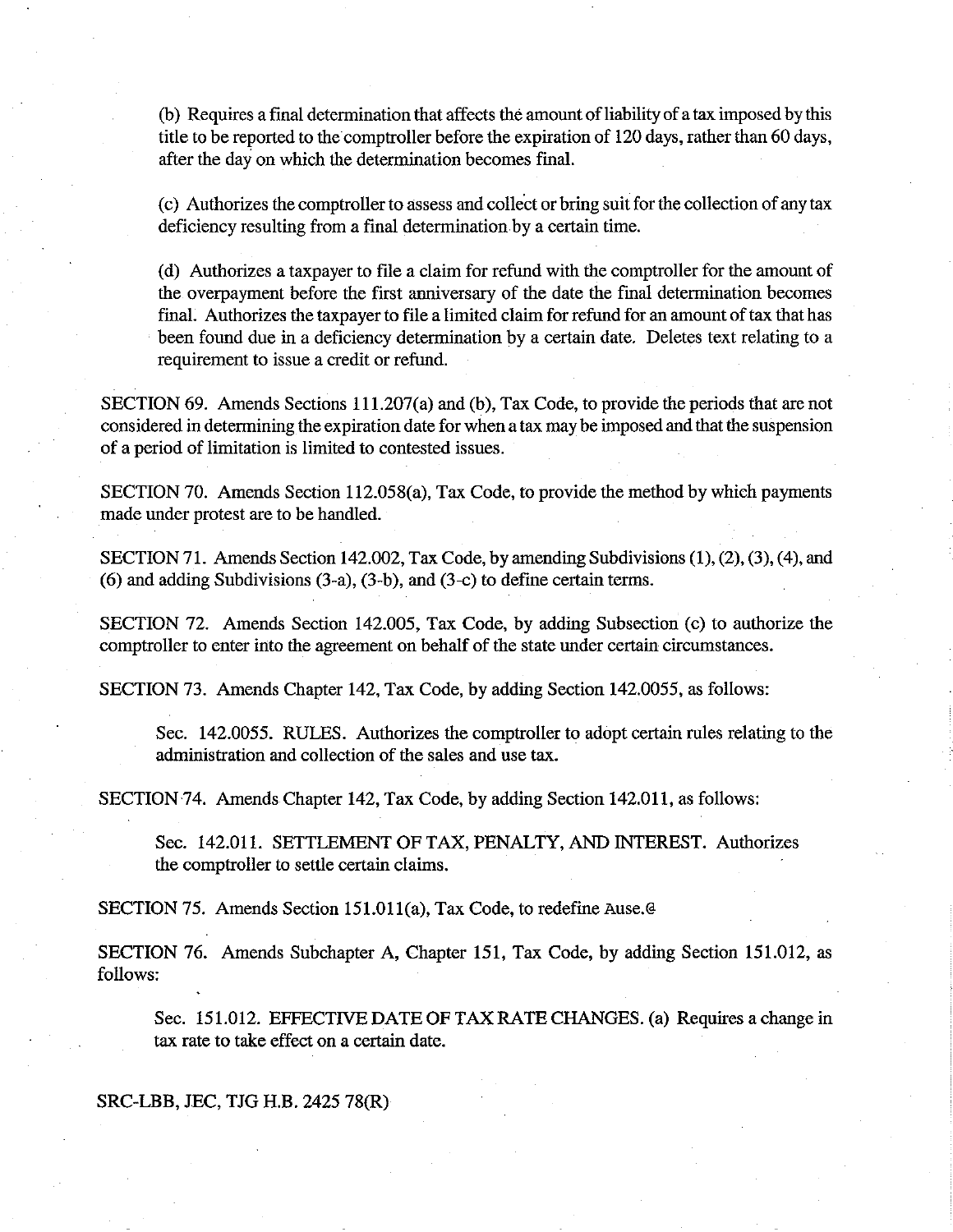(b) Requires a final determination that affects the amount of liability of a tax imposed by this title to be reported to the comptroller before the expiration of 120 days, rather than 60 days, after the day on which the determination becomes final.

(c) Authorizes the comptroller to assess and collect or bring suit for the collection of any tax deficiency resulting from a final determination by a certain time.

(d) Authorizes a taxpayer to file a claim for refund with the comptroller for the amount of the overpayment before the first anniversary of the date the final determination becomes final. Authorizes the taxpayer to file a limited claim for refund for an amount of tax that has been found due in a deficiency determination by a certain date. Deletes text relating to a requirement to issue a credit or refund.

SECTION 69. Amends Sections 111.207(a) and (b), Tax Code, to provide the periods that are not considered in determining the expiration date for when a tax may be imposed and that the suspension of a period of limitation is limited to contested issues.

SECTION 70. Amends Section 112.058(a), Tax Code, to provide the method by which payments made under protest are to be handled.

SECTION 71. Amends Section 142.002, Tax Code, by amending Subdivisions (1), (2), (3), (4), and (6) and adding Subdivisions (3-a), (3-b), and (3-c) to define certain terms.

SECTION 72. Amends Section 142.005, Tax Code, by adding Subsection (c) to authorize the comptroller to enter into the agreement on behalf of the state under certain circumstances.

SECTION 73. Amends Chapter 142, Tax Code, by adding Section 142.0055, as follows:

Sec. 142.0055. RULES. Authorizes the comptroller to adopt certain rules relating to the administration and collection of the sales and use tax.

SECTION 74. Amends Chapter 142, Tax Code, by adding Section 142.011, as follows:

Sec. 142.011. SETTLEMENT OF TAX, PENALTY, AND INTEREST. Authorizes the comptroller to settle certain claims.

SECTION 75. Amends Section 151.011(a), Tax Code, to redefine Ause.@

SECTION 76. Amends Subchapter A, Chapter 151, Tax Code, by adding Section 151.012, as follows:

Sec. 151.012. EFFECTIVE DATE OF TAX RATE CHANGES. (a) Requires a change in tax rate to take effect on a certain date.

SRC-LBB, JEC, TJG H.B. 2425 78(R)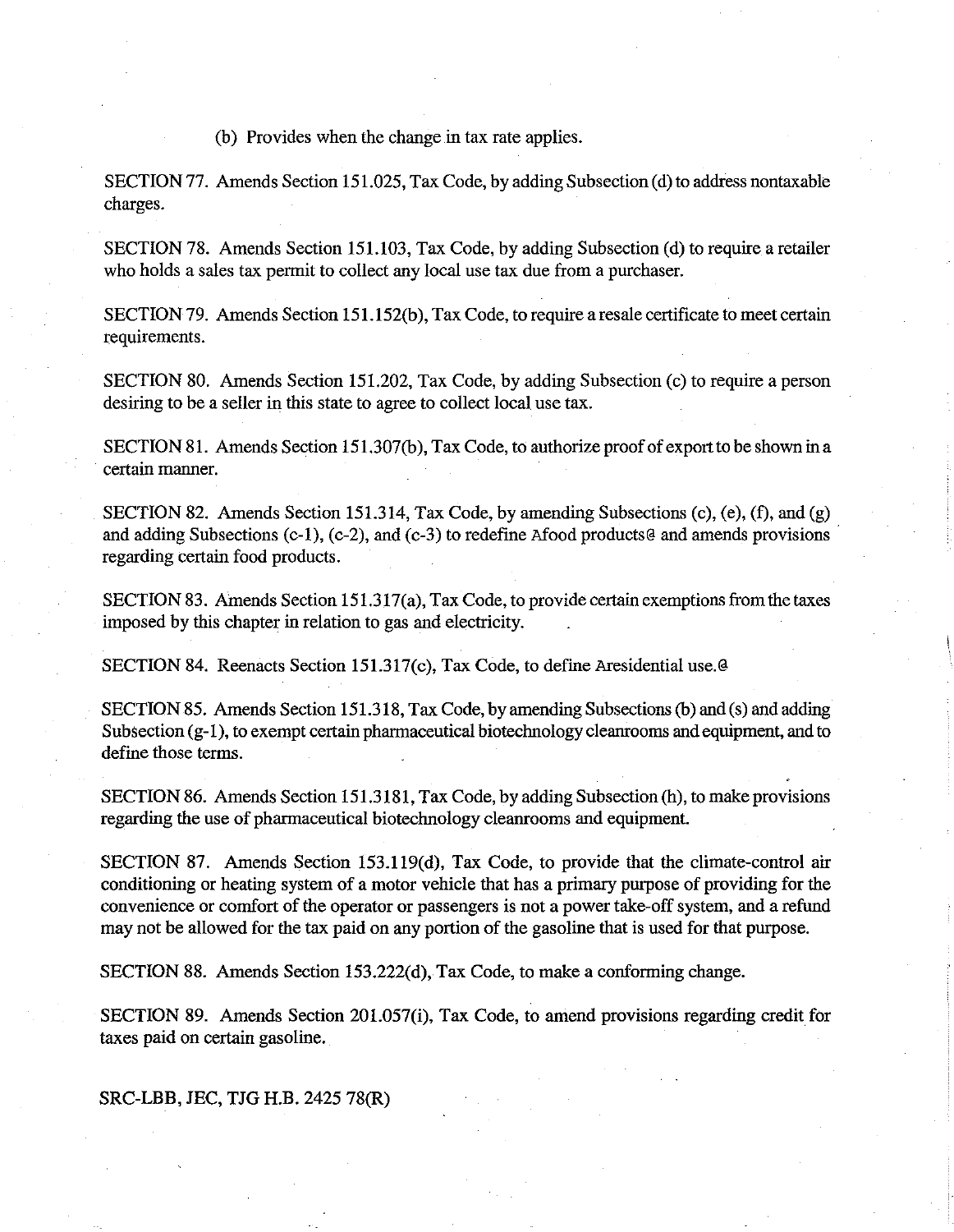(b) Provides when the change in tax rate applies.

SECTION 77. Amends Section 151.025, Tax Code, by adding Subsection (d) to address nontaxable charges.

SECTION 78. Amends Section 151.103, Tax Code, by adding Subsection (d) to require a retailer who holds a sales tax permit to collect any local use tax due from a purchaser.

SECTION 79. Amends Section 151.152(b), Tax Code, to require a resale certificate to meet certain requirements.

SECTION 80. Amends Section 151.202, Tax Code, by adding Subsection (c) to require a person desiring to be a seller in this state to agree to collect local use tax.

SECTION 81. Amends Section 151.307(b), Tax Code, to authorize proof of export to be shown in a certain manner.

SECTION 82. Amends Section 151.314, Tax Code, by amending Subsections (c), (e), (f), and (g) and adding Subsections (c-1), (c-2), and (c-3) to redefine Afood products@ and amends provisions regarding certain food products.

SECTION 83. Amends Section 151.317(a), Tax Code, to provide certain exemptions from the taxes imposed by this chapter in relation to gas and electricity.

SECTION 84. Reenacts Section 151.317(c), Tax Code, to define Aresidential use.@

SECTION 85. Amends Section 151.318, Tax Code, by amending Subsections (b) and (s) and adding Subsection (g-1), to exempt certain pharmaceutical biotechnology cleanrooms and equipment, and to define those terms.

SECTION 86. Amends Section 151.3181, Tax Code, by adding Subsection (h), to make provisions regarding the use of pharmaceutical biotechnology cleanrooms and equipment.

SECTION 87. Amends Section 153.119(d), Tax Code, to provide that the climate-control air conditioning or heating system of a motor vehicle that has a primary purpose of providing for the convenience or comfort of the operator or passengers is not a power take-off system, and a refund may not be allowed for the tax paid on any portion of the gasoline that is used for that purpose.

SECTION 88. Amends Section 153.222(d), Tax Code, to make a conforming change.

SECTION 89. Amends Section 201.057(i), Tax Code, to amend provisions regarding credit for taxes paid on certain gasoline.

SRC-LBB, JEC, TJG H.B. 2425 78(R)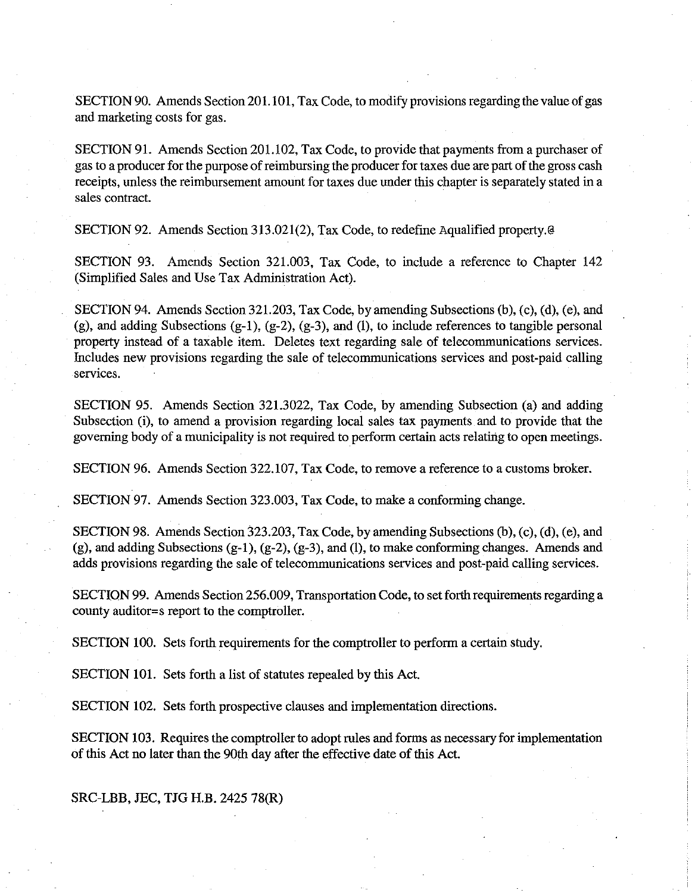SECTION 90. Amends Section 201.101, Tax Code, to modify provisions regarding the value of gas and marketing costs for gas.

SECTION 91. Amends Section 201.102, Tax Code, to provide that payments from a purchaser of gas to a producer for the purpose of reimbursing the producer for taxes due are part of the gross cash receipts, unless the reimbursement amount for taxes due under this chapter is separately stated in a sales contract.

SECTION 92. Amends Section 313.021(2), Tax Code, to redefine Aqualified property.@

SECTION 93. Amends Section 321.003, Tax Code, to include a reference to Chapter 142 (Simplified Sales and Use Tax Administration Act).

SECTION 94. Amends Section 321.203, Tax Code, by amending Subsections (b), (c), (d), (e), and (g), and adding Subsections (g-1), (g-2), (g-3), and (l), to include references to tangible personal property instead of a taxable item. Deletes text regarding sale of telecommunications services. Includes new provisions regarding the sale of telecommunications services and post-paid calling services.

SECTION 95. Amends Section 321.3022, Tax Code, by amending Subsection (a) and adding Subsection (i), to amend a provision regarding local sales tax payments and to provide that the governing body of a municipality is not required to perform certain acts relating to open meetings.

SECTION 96. Amends Section 322.107, Tax Code, to remove a reference to a customs broker.

SECTION 97. Amends Section 323.003, Tax Code, to make a conforming change.

SECTION 98. Amends Section 323.203, Tax Code, by amending Subsections (b), (c), (d), (e), and (g), and adding Subsections (g-1), (g-2), (g-3), and (l), to make conforming changes. Amends and adds provisions regarding the sale of telecommunications services and post-paid calling services.

SECTION 99. Amends Section 256.009, Transportation Code, to set forth requirements regarding a county auditor=s report to the comptroller.

SECTION 100. Sets forth requirements for the comptroller to perform a certain study.

SECTION 101. Sets forth a list of statutes repealed by this Act.

SECTION 102. Sets forth prospective clauses and implementation directions.

SECTION 103. Requires the comptroller to adopt rules and forms as necessary for implementation of this Act no later than the 90th day after the effective date of this Act.

SRC-LBB, JEC, TJG H.B. 2425 78(R)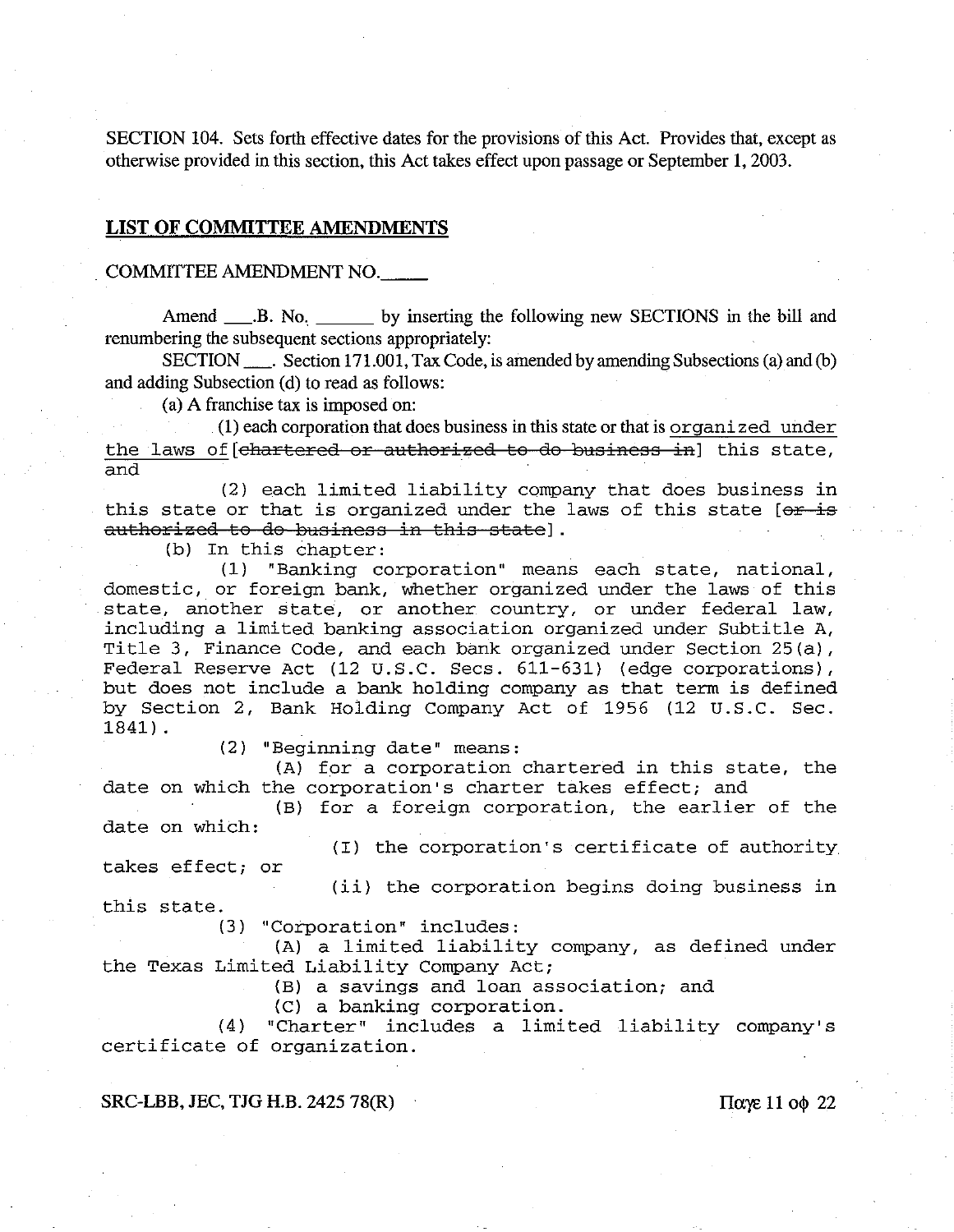SECTION 104. Sets forth effective dates for the provisions of this Act. Provides that, except as otherwise provided in this section, this Act takes effect upon passage or September 1, 2003.

## LIST OF COMMITTEE AMENDMENTS

COMMITTEE AMENDMENT NO.\_\_\_\_\_

Amend \_\_\_.B. No. \_\_\_\_\_\_ by inserting the following new SECTIONS in the bill and renumbering the subsequent sections appropriately:

SECTION \_\_\_. Section 171.001, Tax Code, is amended by amending Subsections (a) and (b) and adding Subsection (d) to read as follows:

(a) A franchise tax is imposed on:

(1) each corporation that does business in this state or that is <u>organized under the laws of</u> [~~chartered or authorized to do business in~~] this state, and

(2) each limited liability company that does business in this state or that is organized under the laws of this state [~~or is authorized to do business in this state~~].

(b) In this chapter:

(1) "Banking corporation" means each state, national, domestic, or foreign bank, whether organized under the laws of this state, another state, or another country, or under federal law, including a limited banking association organized under Subtitle A, Title 3, Finance Code, and each bank organized under Section 25(a), Federal Reserve Act (12 U.S.C. Secs. 611-631) (edge corporations), but does not include a bank holding company as that term is defined by Section 2, Bank Holding Company Act of 1956 (12 U.S.C. Sec. 1841).

(2) "Beginning date" means:

(A) for a corporation chartered in this state, the date on which the corporation's charter takes effect; and

(B) for a foreign corporation, the earlier of the date on which:

(I) the corporation's certificate of authority takes effect; or

(ii) the corporation begins doing business in this state.

(3) "Corporation" includes:

(A) a limited liability company, as defined under the Texas Limited Liability Company Act;

(B) a savings and loan association; and

(C) a banking corporation.

(4) "Charter" includes a limited liability company's certificate of organization.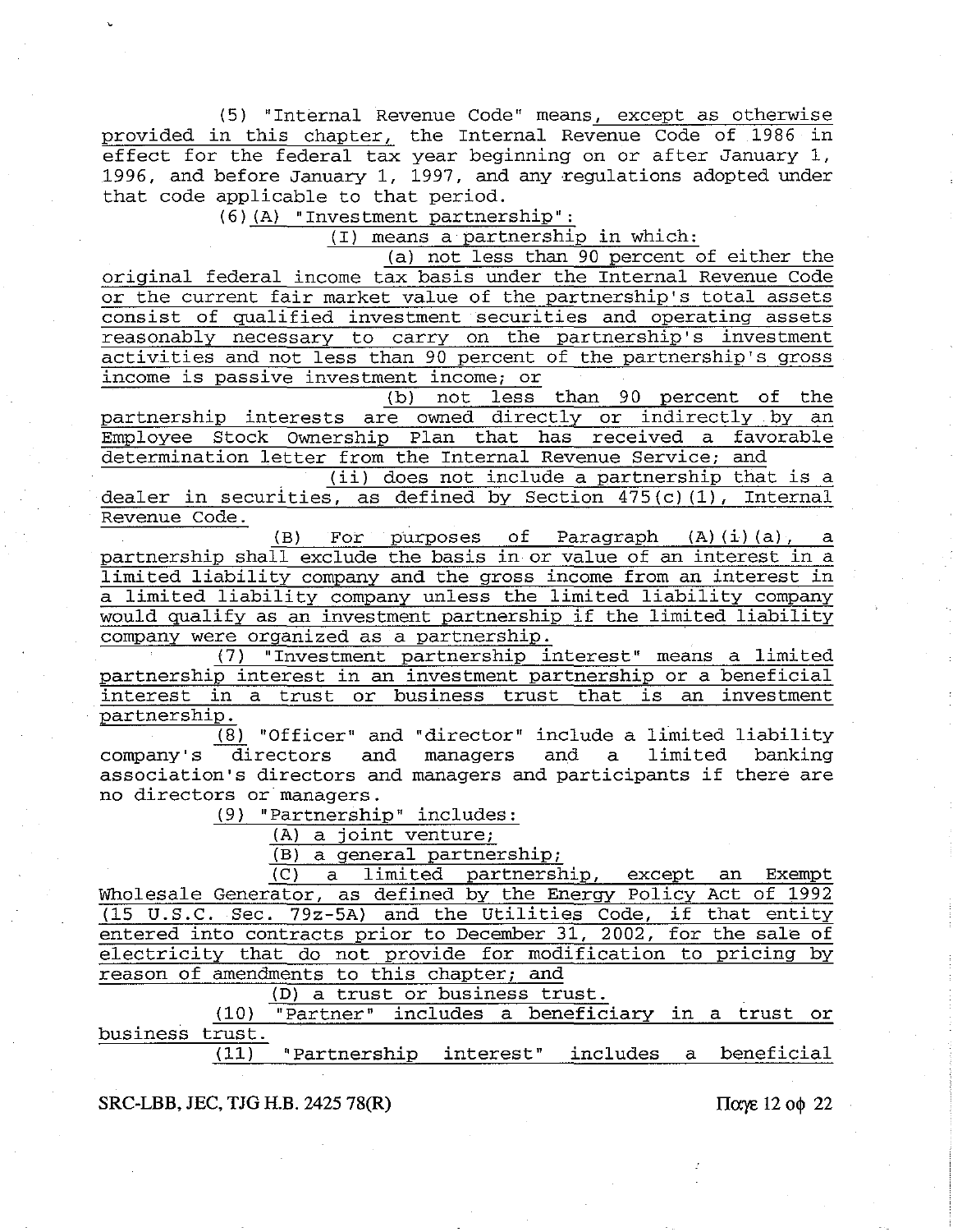(5) "Internal Revenue Code" means, except as otherwise provided in this chapter, the Internal Revenue Code of 1986 in effect for the federal tax year beginning on or after January 1, 1996, and before January 1, 1997, and any regulations adopted under that code applicable to that period.

(6)(A) "Investment partnership":

(I) means a partnership in which:

(a) not less than 90 percent of either the original federal income tax basis under the Internal Revenue Code or the current fair market value of the partnership's total assets consist of qualified investment securities and operating assets reasonably necessary to carry on the partnership's investment activities and not less than 90 percent of the partnership's gross income is passive investment income; or

(b) not less than 90 percent of the partnership interests are owned directly or indirectly by an Employee Stock Ownership Plan that has received a favorable determination letter from the Internal Revenue Service; and

(ii) does not include a partnership that is a dealer in securities, as defined by Section 475(c)(1), Internal Revenue Code.

(B) For purposes of Paragraph (A)(i)(a), a partnership shall exclude the basis in or value of an interest in a limited liability company and the gross income from an interest in a limited liability company unless the limited liability company would qualify as an investment partnership if the limited liability company were organized as a partnership.

(7) "Investment partnership interest" means a limited partnership interest in an investment partnership or a beneficial interest in a trust or business trust that is an investment partnership.

(8) "Officer" and "director" include a limited liability company's directors and managers and a limited banking association's directors and managers and participants if there are no directors or managers.

(9) "Partnership" includes:

(A) a joint venture;

(B) a general partnership;

(C) a limited partnership, except an Exempt Wholesale Generator, as defined by the Energy Policy Act of 1992 (15 U.S.C. Sec. 79z-5A) and the Utilities Code, if that entity entered into contracts prior to December 31, 2002, for the sale of electricity that do not provide for modification to pricing by reason of amendments to this chapter; and

(D) a trust or business trust.

(10) "Partner" includes a beneficiary in a trust or business trust.

(11) "Partnership interest" includes a beneficial

SRC-LBB, JEC, TJG H.B. 2425 78(R)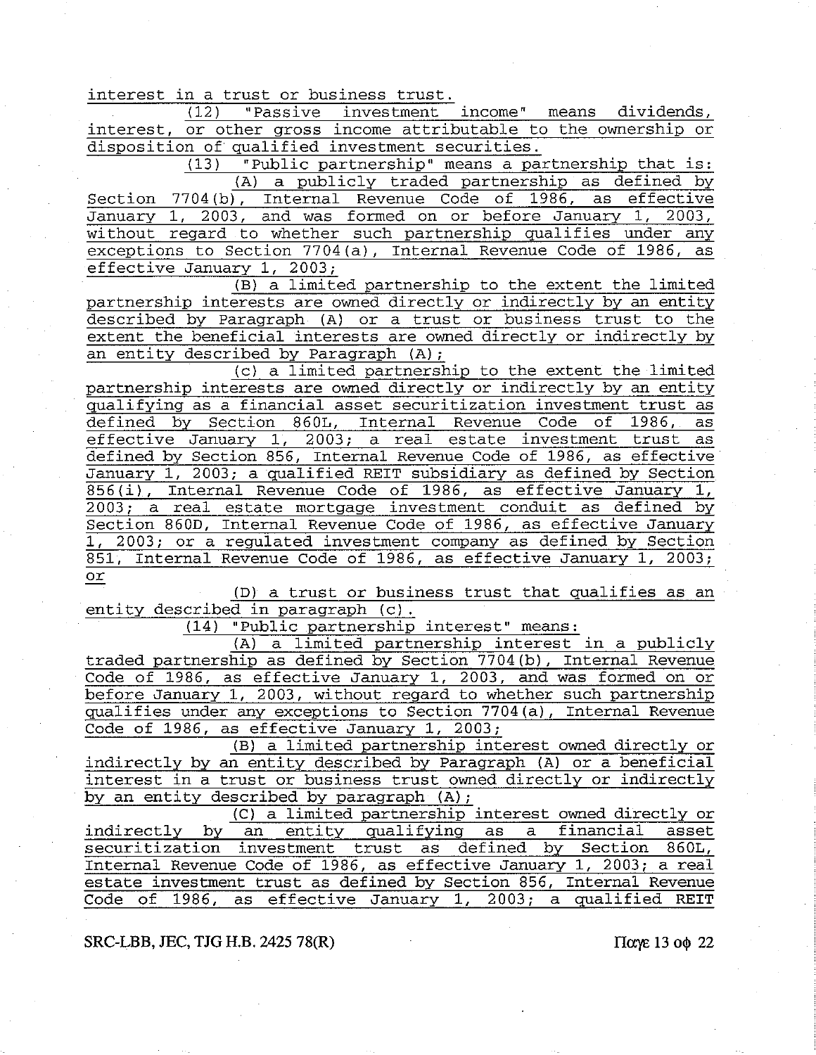interest in a trust or business trust.

(12) "Passive investment income" means dividends, interest, or other gross income attributable to the ownership or disposition of qualified investment securities.

(13) "Public partnership" means a partnership that is:

(A) a publicly traded partnership as defined by Section 7704(b), Internal Revenue Code of 1986, as effective January 1, 2003, and was formed on or before January 1, 2003, without regard to whether such partnership qualifies under any exceptions to Section 7704(a), Internal Revenue Code of 1986, as effective January 1, 2003;

(B) a limited partnership to the extent the limited partnership interests are owned directly or indirectly by an entity described by Paragraph (A) or a trust or business trust to the extent the beneficial interests are owned directly or indirectly by an entity described by Paragraph (A);

(c) a limited partnership to the extent the limited partnership interests are owned directly or indirectly by an entity qualifying as a financial asset securitization investment trust as defined by Section 860L, Internal Revenue Code of 1986, as effective January 1, 2003; a real estate investment trust as defined by Section 856, Internal Revenue Code of 1986, as effective January 1, 2003; a qualified REIT subsidiary as defined by Section 856(i), Internal Revenue Code of 1986, as effective January 1, 2003; a real estate mortgage investment conduit as defined by Section 860D, Internal Revenue Code of 1986, as effective January 1, 2003; or a regulated investment company as defined by Section 851, Internal Revenue Code of 1986, as effective January 1, 2003; or

(D) a trust or business trust that qualifies as an entity described in paragraph (c).

(14) "Public partnership interest" means:

(A) a limited partnership interest in a publicly traded partnership as defined by Section 7704(b), Internal Revenue Code of 1986, as effective January 1, 2003, and was formed on or before January 1, 2003, without regard to whether such partnership qualifies under any exceptions to Section 7704(a), Internal Revenue Code of 1986, as effective January 1, 2003;

(B) a limited partnership interest owned directly or indirectly by an entity described by Paragraph (A) or a beneficial interest in a trust or business trust owned directly or indirectly by an entity described by paragraph (A);

(C) a limited partnership interest owned directly or indirectly by an entity qualifying as a financial asset securitization investment trust as defined by Section 860L, Internal Revenue Code of 1986, as effective January 1, 2003; a real estate investment trust as defined by Section 856, Internal Revenue Code of 1986, as effective January 1, 2003; a qualified REIT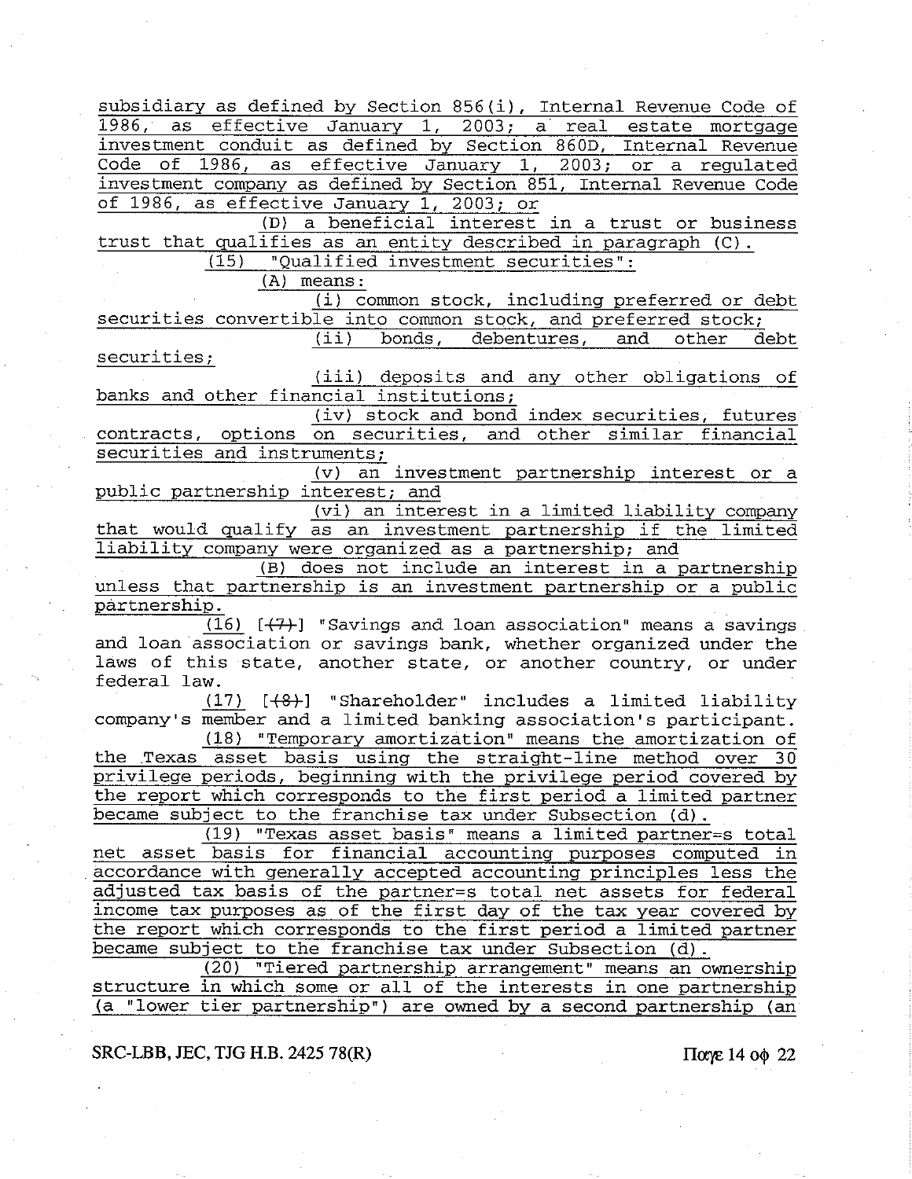subsidiary as defined by Section 856(i), Internal Revenue Code of 1986, as effective January 1, 2003; a real estate mortgage investment conduit as defined by Section 860D, Internal Revenue Code of 1986, as effective January 1, 2003; or a regulated investment company as defined by Section 851, Internal Revenue Code of 1986, as effective January 1, 2003; or

(D) a beneficial interest in a trust or business trust that qualifies as an entity described in paragraph (C).

(15) "Qualified investment securities":

(A) means:

(i) common stock, including preferred or debt securities convertible into common stock, and preferred stock;

(ii) bonds, debentures, and other debt securities;

(iii) deposits and any other obligations of banks and other financial institutions;

(iv) stock and bond index securities, futures contracts, options on securities, and other similar financial securities and instruments;

(v) an investment partnership interest or a public partnership interest; and

(vi) an interest in a limited liability company that would qualify as an investment partnership if the limited liability company were organized as a partnership; and

(B) does not include an interest in a partnership unless that partnership is an investment partnership or a public partnership.

(16) [(7)] "Savings and loan association" means a savings and loan association or savings bank, whether organized under the laws of this state, another state, or another country, or under federal law.

(17) [(8)] "Shareholder" includes a limited liability company's member and a limited banking association's participant.

(18) "Temporary amortization" means the amortization of the Texas asset basis using the straight-line method over 30 privilege periods, beginning with the privilege period covered by the report which corresponds to the first period a limited partner became subject to the franchise tax under Subsection (d).

(19) "Texas asset basis" means a limited partner=s total net asset basis for financial accounting purposes computed in accordance with generally accepted accounting principles less the adjusted tax basis of the partner=s total net assets for federal income tax purposes as of the first day of the tax year covered by the report which corresponds to the first period a limited partner became subject to the franchise tax under Subsection (d).

(20) "Tiered partnership arrangement" means an ownership structure in which some or all of the interests in one partnership (a "lower tier partnership") are owned by a second partnership (an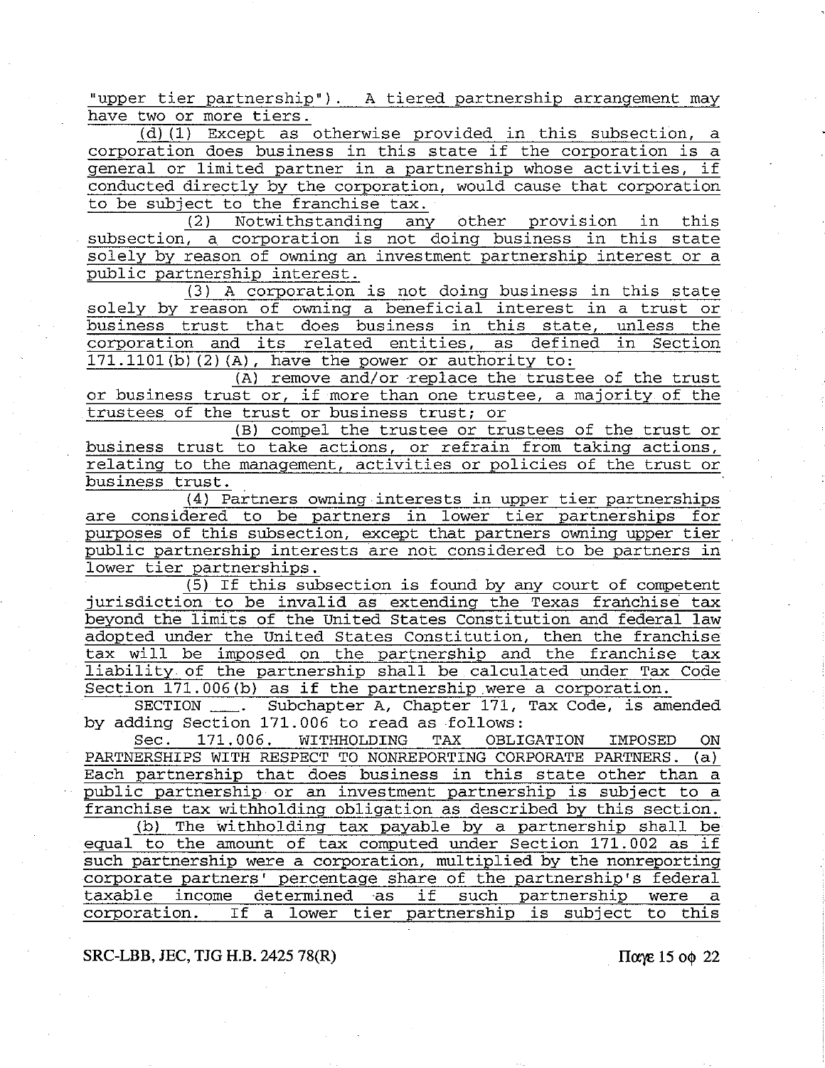"upper tier partnership"). A tiered partnership arrangement may have two or more tiers.

(d)(1) Except as otherwise provided in this subsection, a corporation does business in this state if the corporation is a general or limited partner in a partnership whose activities, if conducted directly by the corporation, would cause that corporation to be subject to the franchise tax.

(2) Notwithstanding any other provision in this subsection, a corporation is not doing business in this state solely by reason of owning an investment partnership interest or a public partnership interest.

(3) A corporation is not doing business in this state solely by reason of owning a beneficial interest in a trust or business trust that does business in this state, unless the corporation and its related entities, as defined in Section 171.1101(b)(2)(A), have the power or authority to:

(A) remove and/or replace the trustee of the trust or business trust or, if more than one trustee, a majority of the trustees of the trust or business trust; or

(B) compel the trustee or trustees of the trust or business trust to take actions, or refrain from taking actions, relating to the management, activities or policies of the trust or business trust.

(4) Partners owning interests in upper tier partnerships are considered to be partners in lower tier partnerships for purposes of this subsection, except that partners owning upper tier public partnership interests are not considered to be partners in lower tier partnerships.

(5) If this subsection is found by any court of competent jurisdiction to be invalid as extending the Texas franchise tax beyond the limits of the United States Constitution and federal law adopted under the United States Constitution, then the franchise tax will be imposed on the partnership and the franchise tax liability of the partnership shall be calculated under Tax Code Section 171.006(b) as if the partnership were a corporation.

SECTION ____. Subchapter A, Chapter 171, Tax Code, is amended by adding Section 171.006 to read as follows:

Sec. 171.006. WITHHOLDING TAX OBLIGATION IMPOSED ON PARTNERSHIPS WITH RESPECT TO NONREPORTING CORPORATE PARTNERS. (a) Each partnership that does business in this state other than a public partnership or an investment partnership is subject to a franchise tax withholding obligation as described by this section.

(b) The withholding tax payable by a partnership shall be equal to the amount of tax computed under Section 171.002 as if such partnership were a corporation, multiplied by the nonreporting corporate partners' percentage share of the partnership's federal taxable income determined as if such partnership were a corporation. If a lower tier partnership is subject to this

SRC-LBB, JEC, TJG H.B. 2425 78(R)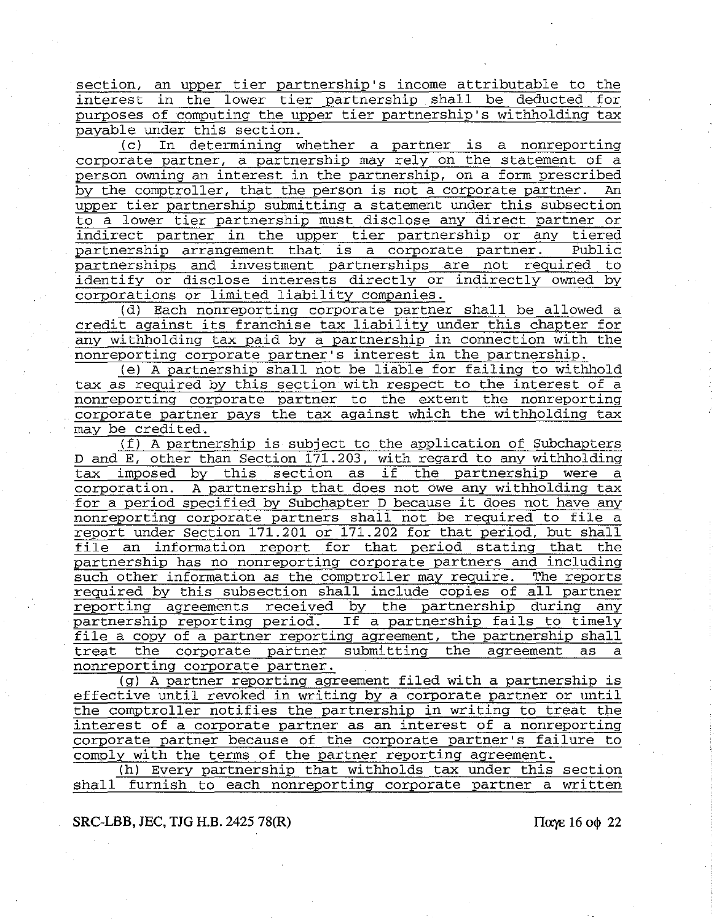section, an upper tier partnership's income attributable to the interest in the lower tier partnership shall be deducted for purposes of computing the upper tier partnership's withholding tax payable under this section.

(c) In determining whether a partner is a nonreporting corporate partner, a partnership may rely on the statement of a person owning an interest in the partnership, on a form prescribed by the comptroller, that the person is not a corporate partner. An upper tier partnership submitting a statement under this subsection to a lower tier partnership must disclose any direct partner or indirect partner in the upper tier partnership or any tiered partnership arrangement that is a corporate partner. Public partnerships and investment partnerships are not required to identify or disclose interests directly or indirectly owned by corporations or limited liability companies.

(d) Each nonreporting corporate partner shall be allowed a credit against its franchise tax liability under this chapter for any withholding tax paid by a partnership in connection with the nonreporting corporate partner's interest in the partnership.

(e) A partnership shall not be liable for failing to withhold tax as required by this section with respect to the interest of a nonreporting corporate partner to the extent the nonreporting corporate partner pays the tax against which the withholding tax may be credited.

(f) A partnership is subject to the application of Subchapters D and E, other than Section 171.203, with regard to any withholding tax imposed by this section as if the partnership were a corporation. A partnership that does not owe any withholding tax for a period specified by Subchapter D because it does not have any nonreporting corporate partners shall not be required to file a report under Section 171.201 or 171.202 for that period, but shall file an information report for that period stating that the partnership has no nonreporting corporate partners and including such other information as the comptroller may require. The reports required by this subsection shall include copies of all partner reporting agreements received by the partnership during any partnership reporting period. If a partnership fails to timely file a copy of a partner reporting agreement, the partnership shall treat the corporate partner submitting the agreement as a nonreporting corporate partner.

(g) A partner reporting agreement filed with a partnership is effective until revoked in writing by a corporate partner or until the comptroller notifies the partnership in writing to treat the interest of a corporate partner as an interest of a nonreporting corporate partner because of the corporate partner's failure to comply with the terms of the partner reporting agreement.

(h) Every partnership that withholds tax under this section shall furnish to each nonreporting corporate partner a written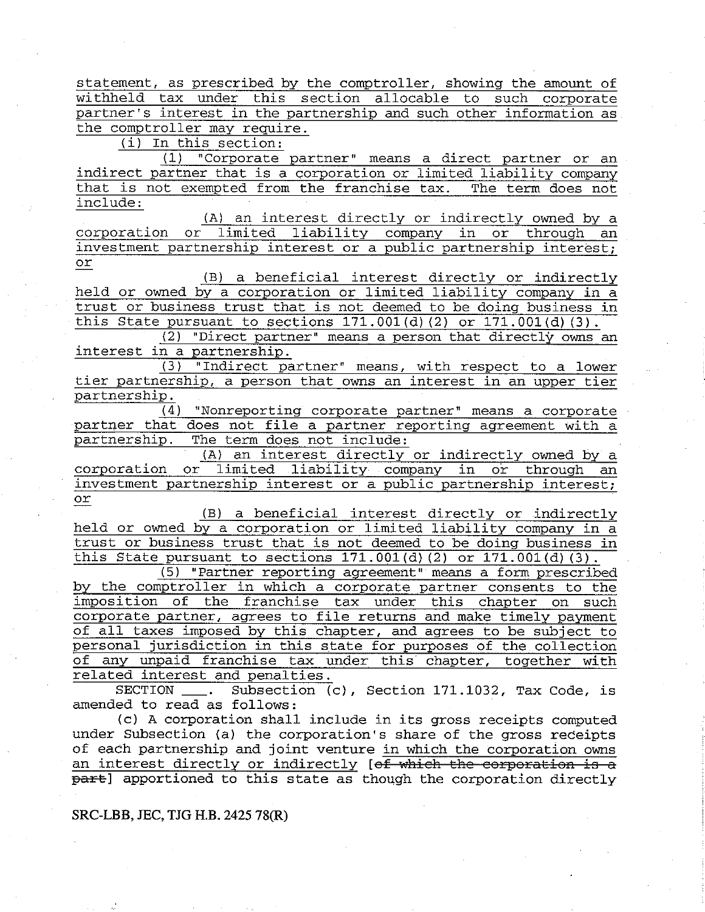statement, as prescribed by the comptroller, showing the amount of withheld tax under this section allocable to such corporate partner's interest in the partnership and such other information as the comptroller may require.

(i) In this section:

(1) "Corporate partner" means a direct partner or an indirect partner that is a corporation or limited liability company that is not exempted from the franchise tax. The term does not include:

(A) an interest directly or indirectly owned by a corporation or limited liability company in or through an investment partnership interest or a public partnership interest; or

(B) a beneficial interest directly or indirectly held or owned by a corporation or limited liability company in a trust or business trust that is not deemed to be doing business in this State pursuant to sections 171.001(d)(2) or 171.001(d)(3).

(2) "Direct partner" means a person that directly owns an interest in a partnership.

(3) "Indirect partner" means, with respect to a lower tier partnership, a person that owns an interest in an upper tier partnership.

(4) "Nonreporting corporate partner" means a corporate partner that does not file a partner reporting agreement with a partnership. The term does not include:

(A) an interest directly or indirectly owned by a corporation or limited liability company in or through an investment partnership interest or a public partnership interest; or

(B) a beneficial interest directly or indirectly held or owned by a corporation or limited liability company in a trust or business trust that is not deemed to be doing business in this State pursuant to sections 171.001(d)(2) or 171.001(d)(3).

(5) "Partner reporting agreement" means a form prescribed by the comptroller in which a corporate partner consents to the imposition of the franchise tax under this chapter on such corporate partner, agrees to file returns and make timely payment of all taxes imposed by this chapter, and agrees to be subject to personal jurisdiction in this state for purposes of the collection of any unpaid franchise tax under this chapter, together with related interest and penalties.

SECTION \_\_\_\_. Subsection (c), Section 171.1032, Tax Code, is amended to read as follows:

(c) A corporation shall include in its gross receipts computed under Subsection (a) the corporation's share of the gross receipts of each partnership and joint venture in which the corporation owns an interest directly or indirectly [~~of which the corporation is a part~~] apportioned to this state as though the corporation directly

SRC-LBB, JEC, TJG H.B. 2425 78(R)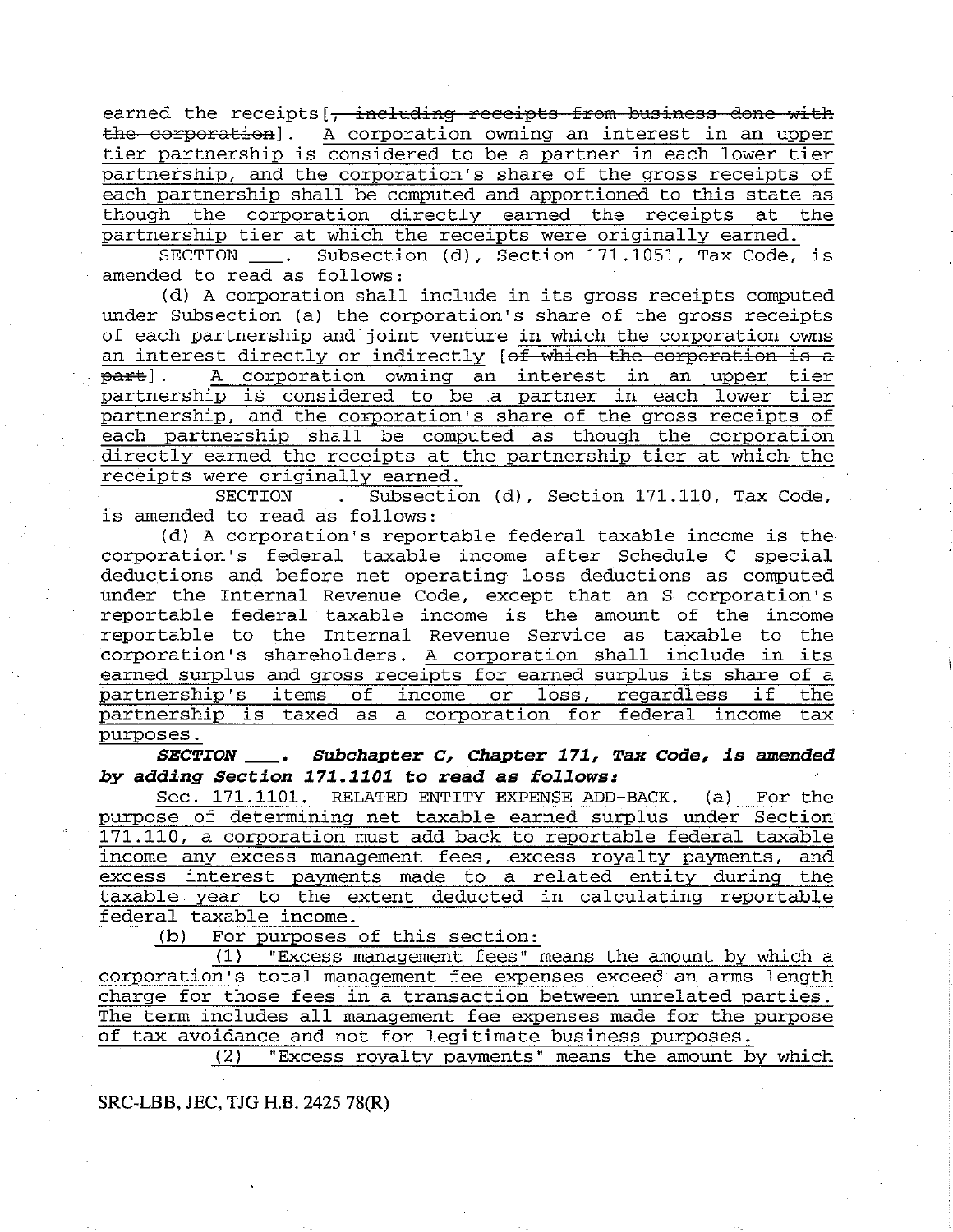earned the receipts[, including receipts from business done with the corporation]. A corporation owning an interest in an upper tier partnership is considered to be a partner in each lower tier partnership, and the corporation's share of the gross receipts of each partnership shall be computed and apportioned to this state as though the corporation directly earned the receipts at the partnership tier at which the receipts were originally earned.

SECTION ___. Subsection (d), Section 171.1051, Tax Code, is amended to read as follows:

(d) A corporation shall include in its gross receipts computed under Subsection (a) the corporation's share of the gross receipts of each partnership and joint venture in which the corporation owns an interest directly or indirectly [of which the corporation is a part]. A corporation owning an interest in an upper tier partnership is considered to be a partner in each lower tier partnership, and the corporation's share of the gross receipts of each partnership shall be computed as though the corporation directly earned the receipts at the partnership tier at which the receipts were originally earned.

SECTION ___. Subsection (d), Section 171.110, Tax Code, is amended to read as follows:

(d) A corporation's reportable federal taxable income is the corporation's federal taxable income after Schedule C special deductions and before net operating loss deductions as computed under the Internal Revenue Code, except that an S corporation's reportable federal taxable income is the amount of the income reportable to the Internal Revenue Service as taxable to the corporation's shareholders. A corporation shall include in its earned surplus and gross receipts for earned surplus its share of a partnership's items of income or loss, regardless if the partnership is taxed as a corporation for federal income tax purposes.

***SECTION ___. Subchapter C, Chapter 171, Tax Code, is amended by adding Section 171.1101 to read as follows:***

Sec. 171.1101. RELATED ENTITY EXPENSE ADD-BACK. (a) For the purpose of determining net taxable earned surplus under Section 171.110, a corporation must add back to reportable federal taxable income any excess management fees, excess royalty payments, and excess interest payments made to a related entity during the taxable year to the extent deducted in calculating reportable federal taxable income.

(b) For purposes of this section:

(1) "Excess management fees" means the amount by which a corporation's total management fee expenses exceed an arms length charge for those fees in a transaction between unrelated parties. The term includes all management fee expenses made for the purpose of tax avoidance and not for legitimate business purposes.

(2) "Excess royalty payments" means the amount by which

SRC-LBB, JEC, TJG H.B. 2425 78(R)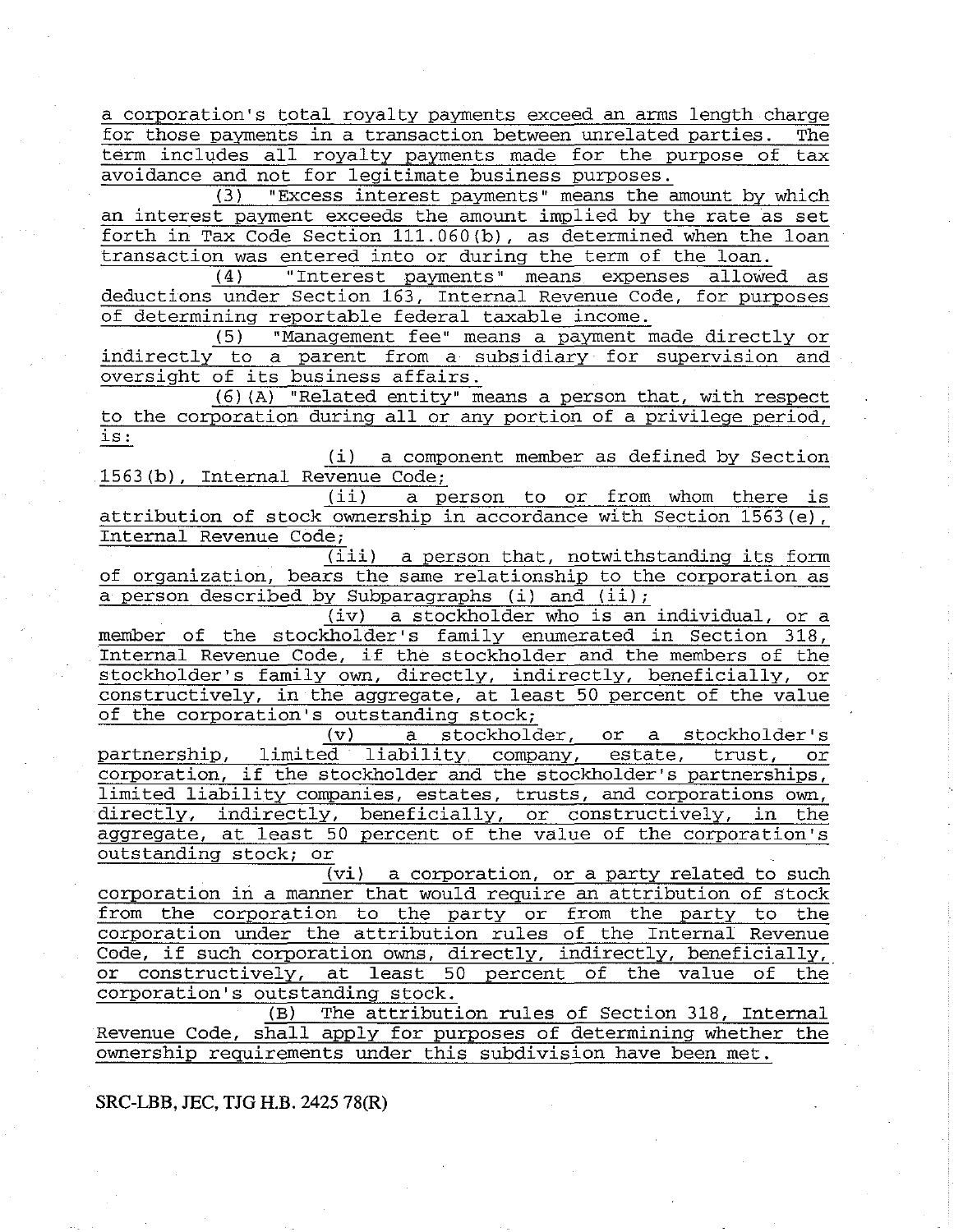a corporation's total royalty payments exceed an arms length charge for those payments in a transaction between unrelated parties. The term includes all royalty payments made for the purpose of tax avoidance and not for legitimate business purposes.

(3) "Excess interest payments" means the amount by which an interest payment exceeds the amount implied by the rate as set forth in Tax Code Section 111.060(b), as determined when the loan transaction was entered into or during the term of the loan.

(4) "Interest payments" means expenses allowed as deductions under Section 163, Internal Revenue Code, for purposes of determining reportable federal taxable income.

(5) "Management fee" means a payment made directly or indirectly to a parent from a subsidiary for supervision and oversight of its business affairs.

(6)(A) "Related entity" means a person that, with respect to the corporation during all or any portion of a privilege period, is:

(i) a component member as defined by Section 1563(b), Internal Revenue Code;

(ii) a person to or from whom there is attribution of stock ownership in accordance with Section 1563(e), Internal Revenue Code;

(iii) a person that, notwithstanding its form of organization, bears the same relationship to the corporation as a person described by Subparagraphs (i) and (ii);

(iv) a stockholder who is an individual, or a member of the stockholder's family enumerated in Section 318, Internal Revenue Code, if the stockholder and the members of the stockholder's family own, directly, indirectly, beneficially, or constructively, in the aggregate, at least 50 percent of the value of the corporation's outstanding stock;

(v) a stockholder, or a stockholder's partnership, limited liability company, estate, trust, or corporation, if the stockholder and the stockholder's partnerships, limited liability companies, estates, trusts, and corporations own, directly, indirectly, beneficially, or constructively, in the aggregate, at least 50 percent of the value of the corporation's outstanding stock; or

(vi) a corporation, or a party related to such corporation in a manner that would require an attribution of stock from the corporation to the party or from the party to the corporation under the attribution rules of the Internal Revenue Code, if such corporation owns, directly, indirectly, beneficially, or constructively, at least 50 percent of the value of the corporation's outstanding stock.

(B) The attribution rules of Section 318, Internal Revenue Code, shall apply for purposes of determining whether the ownership requirements under this subdivision have been met.

SRC-LBB, JEC, TJG H.B. 2425 78(R)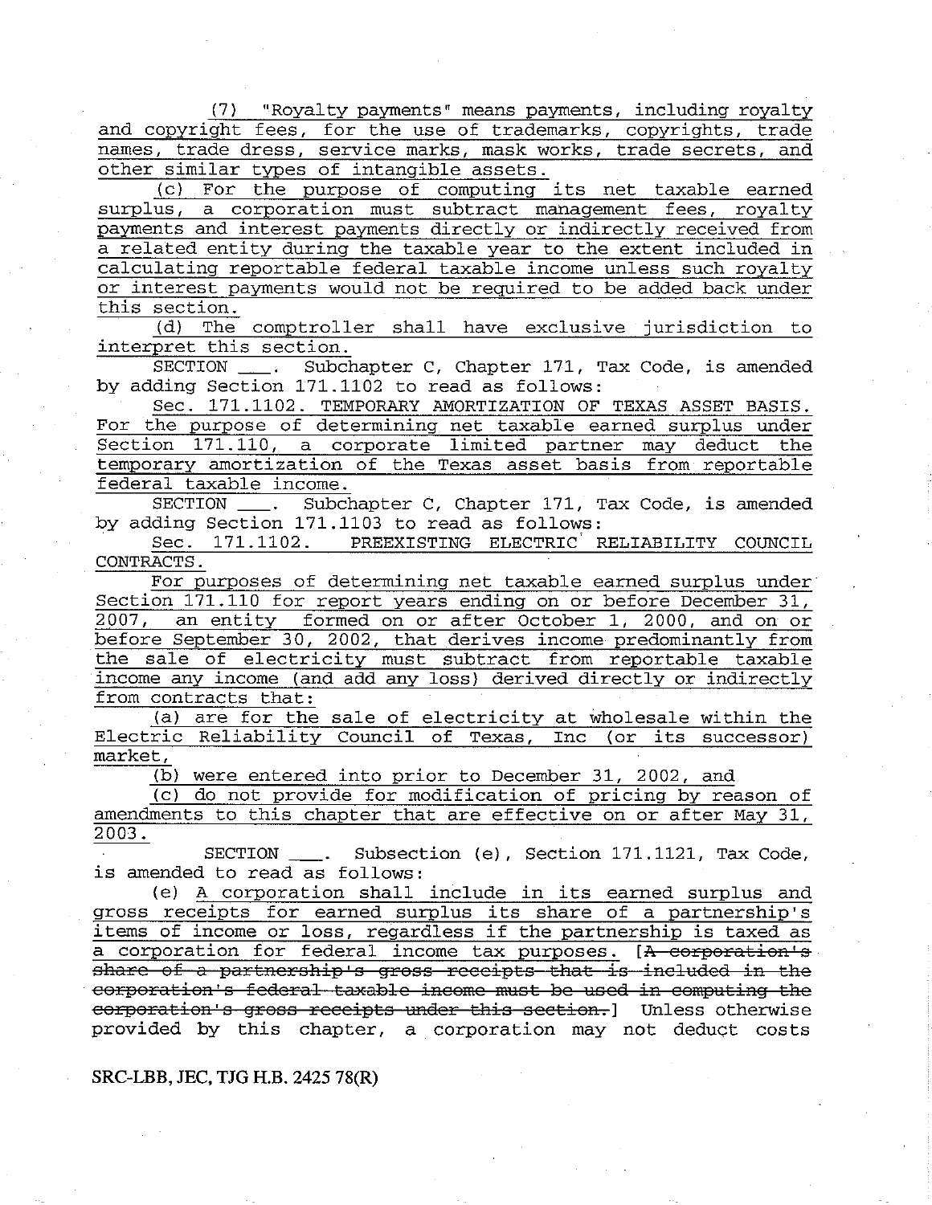(7) "Royalty payments" means payments, including royalty and copyright fees, for the use of trademarks, copyrights, trade names, trade dress, service marks, mask works, trade secrets, and other similar types of intangible assets.

(c) For the purpose of computing its net taxable earned surplus, a corporation must subtract management fees, royalty payments and interest payments directly or indirectly received from a related entity during the taxable year to the extent included in calculating reportable federal taxable income unless such royalty or interest payments would not be required to be added back under this section.

(d) The comptroller shall have exclusive jurisdiction to interpret this section.

SECTION ___. Subchapter C, Chapter 171, Tax Code, is amended by adding Section 171.1102 to read as follows:

Sec. 171.1102. TEMPORARY AMORTIZATION OF TEXAS ASSET BASIS. For the purpose of determining net taxable earned surplus under Section 171.110, a corporate limited partner may deduct the temporary amortization of the Texas asset basis from reportable federal taxable income.

SECTION ___. Subchapter C, Chapter 171, Tax Code, is amended by adding Section 171.1103 to read as follows:

Sec. 171.1102. PREEXISTING ELECTRIC RELIABILITY COUNCIL CONTRACTS.

For purposes of determining net taxable earned surplus under Section 171.110 for report years ending on or before December 31, 2007, an entity formed on or after October 1, 2000, and on or before September 30, 2002, that derives income predominantly from the sale of electricity must subtract from reportable taxable income any income (and add any loss) derived directly or indirectly from contracts that:

(a) are for the sale of electricity at wholesale within the Electric Reliability Council of Texas, Inc (or its successor) market,

(b) were entered into prior to December 31, 2002, and

(c) do not provide for modification of pricing by reason of amendments to this chapter that are effective on or after May 31, 2003.

SECTION ___. Subsection (e), Section 171.1121, Tax Code, is amended to read as follows:

(e) A corporation shall include in its earned surplus and gross receipts for earned surplus its share of a partnership's items of income or loss, regardless if the partnership is taxed as a corporation for federal income tax purposes. [~~A corporation's share of a partnership's gross receipts that is included in the corporation's federal taxable income must be used in computing the corporation's gross receipts under this section.~~] Unless otherwise provided by this chapter, a corporation may not deduct costs

SRC-LBB, JEC, TJG H.B. 2425 78(R)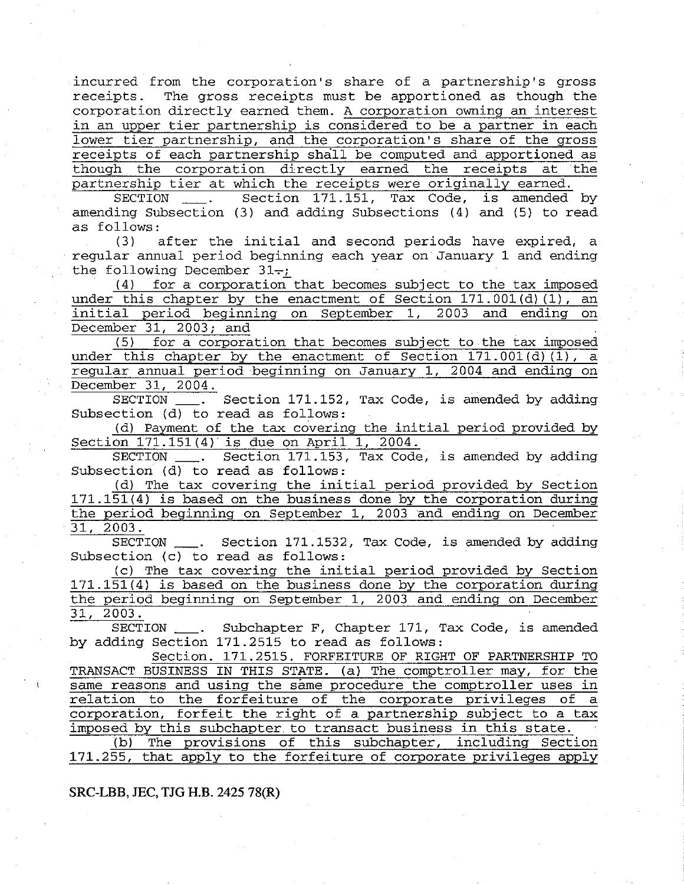incurred from the corporation's share of a partnership's gross receipts. The gross receipts must be apportioned as though the corporation directly earned them. A corporation owning an interest in an upper tier partnership is considered to be a partner in each lower tier partnership, and the corporation's share of the gross receipts of each partnership shall be computed and apportioned as though the corporation directly earned the receipts at the partnership tier at which the receipts were originally earned.

SECTION ___. Section 171.151, Tax Code, is amended by amending Subsection (3) and adding Subsections (4) and (5) to read as follows:

(3) after the initial and second periods have expired, a regular annual period beginning each year on January 1 and ending the following December 31~~.~~;

(4) for a corporation that becomes subject to the tax imposed under this chapter by the enactment of Section 171.001(d)(1), an initial period beginning on September 1, 2003 and ending on December 31, 2003; and

(5) for a corporation that becomes subject to the tax imposed under this chapter by the enactment of Section 171.001(d)(1), a regular annual period beginning on January 1, 2004 and ending on December 31, 2004.

SECTION ___. Section 171.152, Tax Code, is amended by adding Subsection (d) to read as follows:

(d) Payment of the tax covering the initial period provided by Section 171.151(4) is due on April 1, 2004.

SECTION ___. Section 171.153, Tax Code, is amended by adding Subsection (d) to read as follows:

(d) The tax covering the initial period provided by Section 171.151(4) is based on the business done by the corporation during the period beginning on September 1, 2003 and ending on December 31, 2003.

SECTION ___. Section 171.1532, Tax Code, is amended by adding Subsection (c) to read as follows:

(c) The tax covering the initial period provided by Section 171.151(4) is based on the business done by the corporation during the period beginning on September 1, 2003 and ending on December 31, 2003.

SECTION ___. Subchapter F, Chapter 171, Tax Code, is amended by adding Section 171.2515 to read as follows:

Section. 171.2515. FORFEITURE OF RIGHT OF PARTNERSHIP TO TRANSACT BUSINESS IN THIS STATE. (a) The comptroller may, for the same reasons and using the same procedure the comptroller uses in relation to the forfeiture of the corporate privileges of a corporation, forfeit the right of a partnership subject to a tax imposed by this subchapter to transact business in this state.

(b) The provisions of this subchapter, including Section 171.255, that apply to the forfeiture of corporate privileges apply

SRC-LBB, JEC, TJG H.B. 2425 78(R)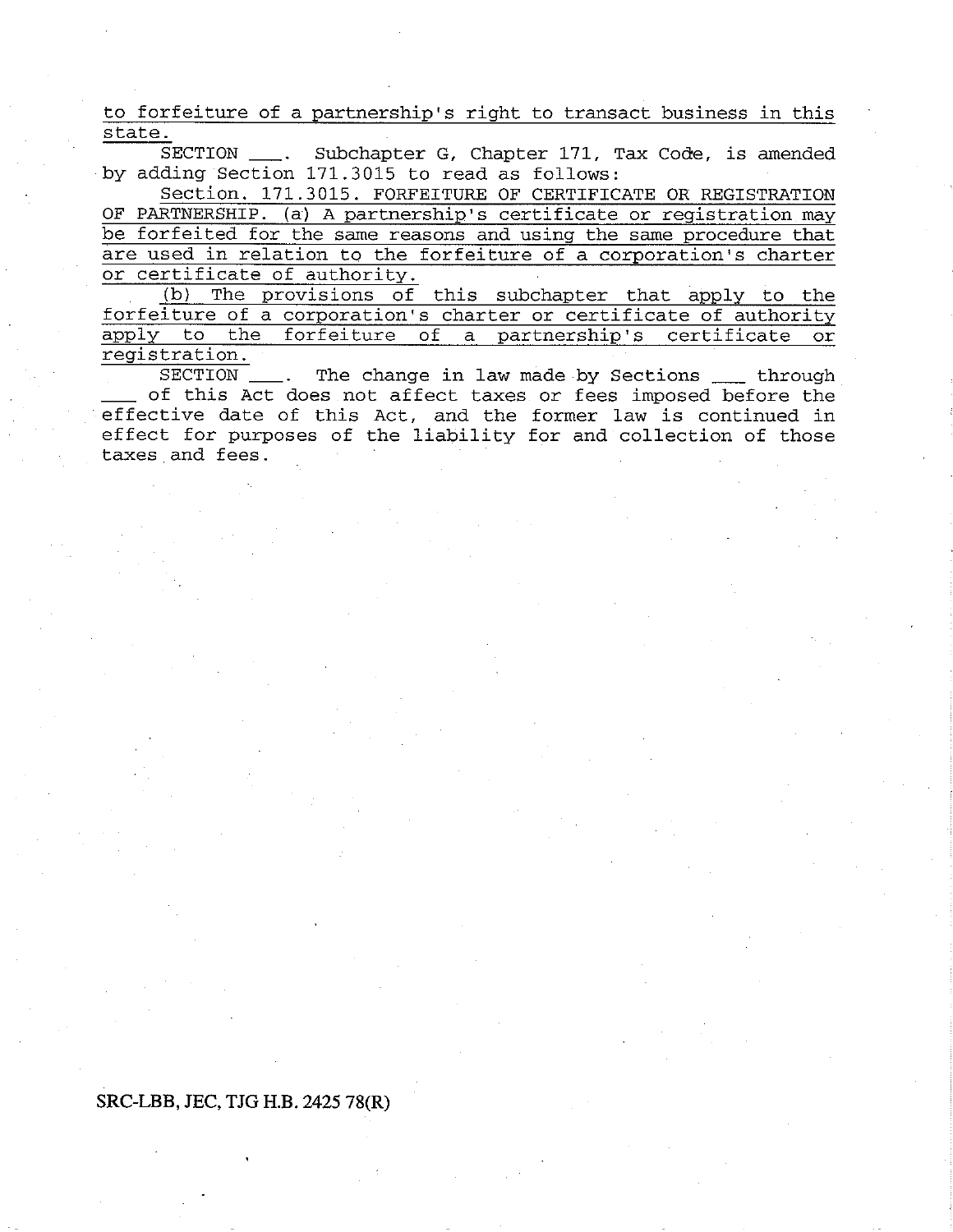to forfeiture of a partnership's right to transact business in this state.

SECTION ___. Subchapter G, Chapter 171, Tax Code, is amended by adding Section 171.3015 to read as follows:

Section. 171.3015. FORFEITURE OF CERTIFICATE OR REGISTRATION OF PARTNERSHIP. (a) A partnership's certificate or registration may be forfeited for the same reasons and using the same procedure that are used in relation to the forfeiture of a corporation's charter or certificate of authority.

(b) The provisions of this subchapter that apply to the forfeiture of a corporation's charter or certificate of authority apply to the forfeiture of a partnership's certificate or registration.

SECTION ___. The change in law made by Sections ___ through ___ of this Act does not affect taxes or fees imposed before the effective date of this Act, and the former law is continued in effect for purposes of the liability for and collection of those taxes and fees.

SRC-LBB, JEC, TJG H.B. 2425 78(R)